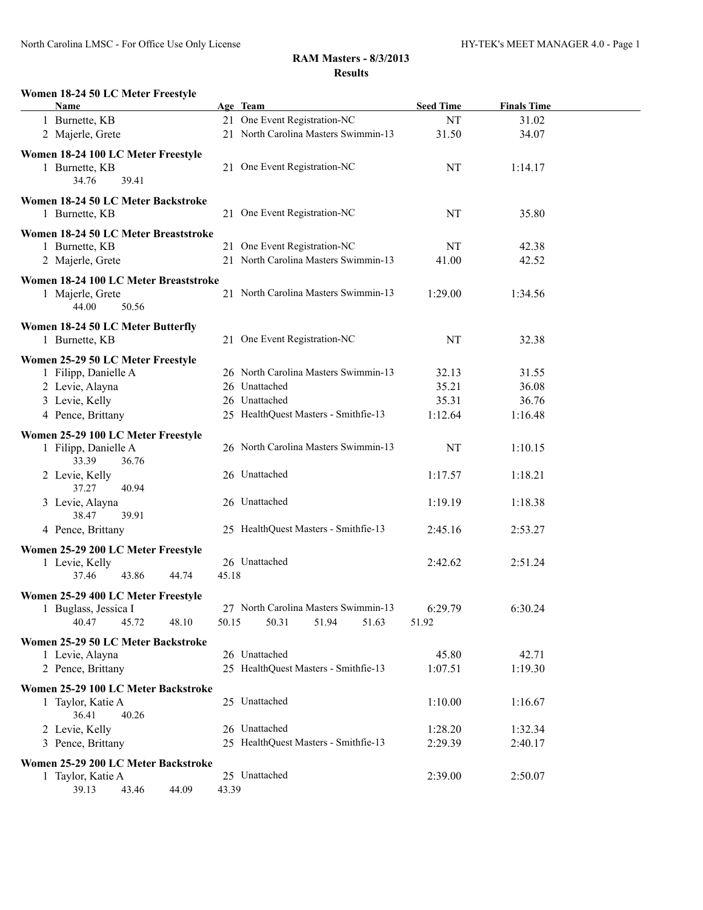## RAM Masters - 8/3/2013

### Results

**Women 18-24 50 LC Meter Freestyle**

| Name | Age | Team | Seed Time | Finals Time |
|---|---|---|---|---|
| 1 Burnette, KB | 21 | One Event Registration-NC | NT | 31.02 |
| 2 Majerle, Grete | 21 | North Carolina Masters Swimmin-13 | 31.50 | 34.07 |

**Women 18-24 100 LC Meter Freestyle**

| Name | Age | Team | Seed Time | Finals Time |
|---|---|---|---|---|
| 1 Burnette, KB | 21 | One Event Registration-NC | NT | 1:14.17 |
| 34.76 39.41 | | | | |

**Women 18-24 50 LC Meter Backstroke**

| Name | Age | Team | Seed Time | Finals Time |
|---|---|---|---|---|
| 1 Burnette, KB | 21 | One Event Registration-NC | NT | 35.80 |

**Women 18-24 50 LC Meter Breaststroke**

| Name | Age | Team | Seed Time | Finals Time |
|---|---|---|---|---|
| 1 Burnette, KB | 21 | One Event Registration-NC | NT | 42.38 |
| 2 Majerle, Grete | 21 | North Carolina Masters Swimmin-13 | 41.00 | 42.52 |

**Women 18-24 100 LC Meter Breaststroke**

| Name | Age | Team | Seed Time | Finals Time |
|---|---|---|---|---|
| 1 Majerle, Grete | 21 | North Carolina Masters Swimmin-13 | 1:29.00 | 1:34.56 |
| 44.00 50.56 | | | | |

**Women 18-24 50 LC Meter Butterfly**

| Name | Age | Team | Seed Time | Finals Time |
|---|---|---|---|---|
| 1 Burnette, KB | 21 | One Event Registration-NC | NT | 32.38 |

**Women 25-29 50 LC Meter Freestyle**

| Name | Age | Team | Seed Time | Finals Time |
|---|---|---|---|---|
| 1 Filipp, Danielle A | 26 | North Carolina Masters Swimmin-13 | 32.13 | 31.55 |
| 2 Levie, Alayna | 26 | Unattached | 35.21 | 36.08 |
| 3 Levie, Kelly | 26 | Unattached | 35.31 | 36.76 |
| 4 Pence, Brittany | 25 | HealthQuest Masters - Smithfie-13 | 1:12.64 | 1:16.48 |

**Women 25-29 100 LC Meter Freestyle**

| Name | Age | Team | Seed Time | Finals Time |
|---|---|---|---|---|
| 1 Filipp, Danielle A | 26 | North Carolina Masters Swimmin-13 | NT | 1:10.15 |
| 33.39 36.76 | | | | |
| 2 Levie, Kelly | 26 | Unattached | 1:17.57 | 1:18.21 |
| 37.27 40.94 | | | | |
| 3 Levie, Alayna | 26 | Unattached | 1:19.19 | 1:18.38 |
| 38.47 39.91 | | | | |
| 4 Pence, Brittany | 25 | HealthQuest Masters - Smithfie-13 | 2:45.16 | 2:53.27 |

**Women 25-29 200 LC Meter Freestyle**

| Name | Age | Team | Seed Time | Finals Time |
|---|---|---|---|---|
| 1 Levie, Kelly | 26 | Unattached | 2:42.62 | 2:51.24 |
| 37.46 43.86 44.74 45.18 | | | | |

**Women 25-29 400 LC Meter Freestyle**

| Name | Age | Team | Seed Time | Finals Time |
|---|---|---|---|---|
| 1 Buglass, Jessica I | 27 | North Carolina Masters Swimmin-13 | 6:29.79 | 6:30.24 |
| 40.47 45.72 48.10 50.15 50.31 51.94 51.63 51.92 | | | | |

**Women 25-29 50 LC Meter Backstroke**

| Name | Age | Team | Seed Time | Finals Time |
|---|---|---|---|---|
| 1 Levie, Alayna | 26 | Unattached | 45.80 | 42.71 |
| 2 Pence, Brittany | 25 | HealthQuest Masters - Smithfie-13 | 1:07.51 | 1:19.30 |

**Women 25-29 100 LC Meter Backstroke**

| Name | Age | Team | Seed Time | Finals Time |
|---|---|---|---|---|
| 1 Taylor, Katie A | 25 | Unattached | 1:10.00 | 1:16.67 |
| 36.41 40.26 | | | | |
| 2 Levie, Kelly | 26 | Unattached | 1:28.20 | 1:32.34 |
| 3 Pence, Brittany | 25 | HealthQuest Masters - Smithfie-13 | 2:29.39 | 2:40.17 |

**Women 25-29 200 LC Meter Backstroke**

| Name | Age | Team | Seed Time | Finals Time |
|---|---|---|---|---|
| 1 Taylor, Katie A | 25 | Unattached | 2:39.00 | 2:50.07 |
| 39.13 43.46 44.09 43.39 | | | | |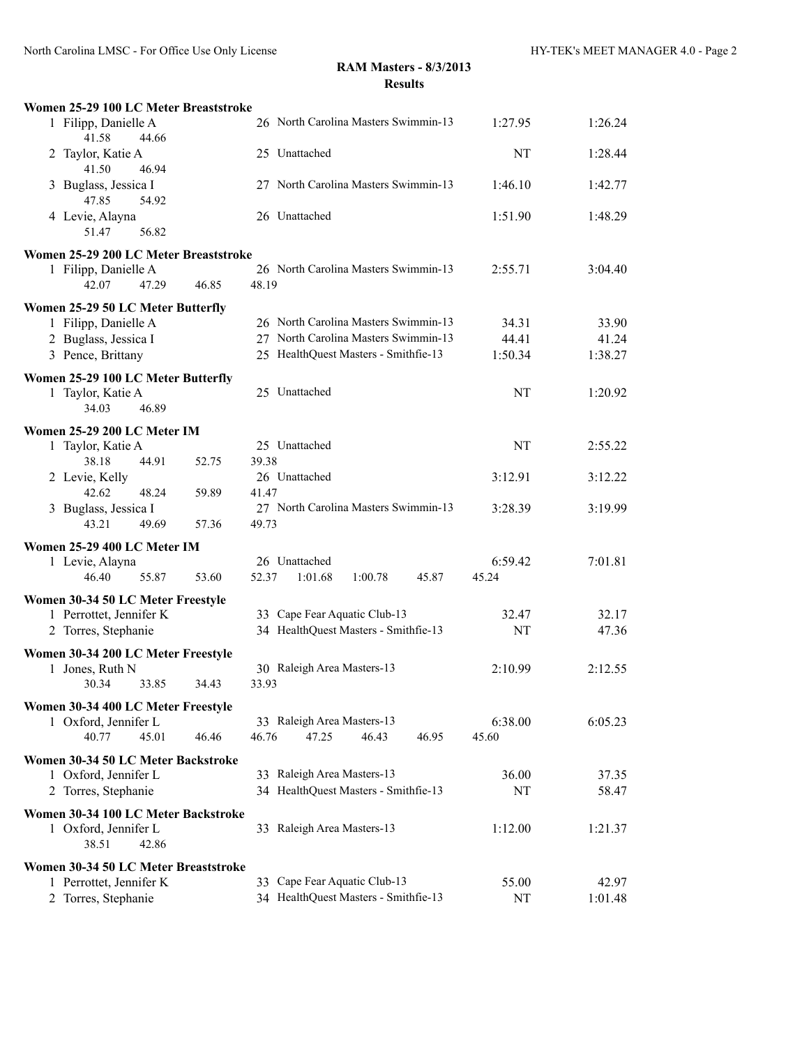## RAM Masters - 8/3/2013
### Results

**Women 25-29 100 LC Meter Breaststroke**

| Place | Name | Age | Team | Seed Time | Finals Time |
|---|---|---|---|---|---|
| 1 | Filipp, Danielle A | 26 | North Carolina Masters Swimmin-13 | 1:27.95 | 1:26.24 |
| | 41.58 44.66 | | | | |
| 2 | Taylor, Katie A | 25 | Unattached | NT | 1:28.44 |
| | 41.50 46.94 | | | | |
| 3 | Buglass, Jessica I | 27 | North Carolina Masters Swimmin-13 | 1:46.10 | 1:42.77 |
| | 47.85 54.92 | | | | |
| 4 | Levie, Alayna | 26 | Unattached | 1:51.90 | 1:48.29 |
| | 51.47 56.82 | | | | |

**Women 25-29 200 LC Meter Breaststroke**

| Place | Name | Age | Team | Seed Time | Finals Time |
|---|---|---|---|---|---|
| 1 | Filipp, Danielle A | 26 | North Carolina Masters Swimmin-13 | 2:55.71 | 3:04.40 |
| | 42.07 47.29 46.85 48.19 | | | | |

**Women 25-29 50 LC Meter Butterfly**

| Place | Name | Age | Team | Seed Time | Finals Time |
|---|---|---|---|---|---|
| 1 | Filipp, Danielle A | 26 | North Carolina Masters Swimmin-13 | 34.31 | 33.90 |
| 2 | Buglass, Jessica I | 27 | North Carolina Masters Swimmin-13 | 44.41 | 41.24 |
| 3 | Pence, Brittany | 25 | HealthQuest Masters - Smithfie-13 | 1:50.34 | 1:38.27 |

**Women 25-29 100 LC Meter Butterfly**

| Place | Name | Age | Team | Seed Time | Finals Time |
|---|---|---|---|---|---|
| 1 | Taylor, Katie A | 25 | Unattached | NT | 1:20.92 |
| | 34.03 46.89 | | | | |

**Women 25-29 200 LC Meter IM**

| Place | Name | Age | Team | Seed Time | Finals Time |
|---|---|---|---|---|---|
| 1 | Taylor, Katie A | 25 | Unattached | NT | 2:55.22 |
| | 38.18 44.91 52.75 39.38 | | | | |
| 2 | Levie, Kelly | 26 | Unattached | 3:12.91 | 3:12.22 |
| | 42.62 48.24 59.89 41.47 | | | | |
| 3 | Buglass, Jessica I | 27 | North Carolina Masters Swimmin-13 | 3:28.39 | 3:19.99 |
| | 43.21 49.69 57.36 49.73 | | | | |

**Women 25-29 400 LC Meter IM**

| Place | Name | Age | Team | Seed Time | Finals Time |
|---|---|---|---|---|---|
| 1 | Levie, Alayna | 26 | Unattached | 6:59.42 | 7:01.81 |
| | 46.40 55.87 53.60 52.37 1:01.68 1:00.78 45.87 45.24 | | | | |

**Women 30-34 50 LC Meter Freestyle**

| Place | Name | Age | Team | Seed Time | Finals Time |
|---|---|---|---|---|---|
| 1 | Perrottet, Jennifer K | 33 | Cape Fear Aquatic Club-13 | 32.47 | 32.17 |
| 2 | Torres, Stephanie | 34 | HealthQuest Masters - Smithfie-13 | NT | 47.36 |

**Women 30-34 200 LC Meter Freestyle**

| Place | Name | Age | Team | Seed Time | Finals Time |
|---|---|---|---|---|---|
| 1 | Jones, Ruth N | 30 | Raleigh Area Masters-13 | 2:10.99 | 2:12.55 |
| | 30.34 33.85 34.43 33.93 | | | | |

**Women 30-34 400 LC Meter Freestyle**

| Place | Name | Age | Team | Seed Time | Finals Time |
|---|---|---|---|---|---|
| 1 | Oxford, Jennifer L | 33 | Raleigh Area Masters-13 | 6:38.00 | 6:05.23 |
| | 40.77 45.01 46.46 46.76 47.25 46.43 46.95 45.60 | | | | |

**Women 30-34 50 LC Meter Backstroke**

| Place | Name | Age | Team | Seed Time | Finals Time |
|---|---|---|---|---|---|
| 1 | Oxford, Jennifer L | 33 | Raleigh Area Masters-13 | 36.00 | 37.35 |
| 2 | Torres, Stephanie | 34 | HealthQuest Masters - Smithfie-13 | NT | 58.47 |

**Women 30-34 100 LC Meter Backstroke**

| Place | Name | Age | Team | Seed Time | Finals Time |
|---|---|---|---|---|---|
| 1 | Oxford, Jennifer L | 33 | Raleigh Area Masters-13 | 1:12.00 | 1:21.37 |
| | 38.51 42.86 | | | | |

**Women 30-34 50 LC Meter Breaststroke**

| Place | Name | Age | Team | Seed Time | Finals Time |
|---|---|---|---|---|---|
| 1 | Perrottet, Jennifer K | 33 | Cape Fear Aquatic Club-13 | 55.00 | 42.97 |
| 2 | Torres, Stephanie | 34 | HealthQuest Masters - Smithfie-13 | NT | 1:01.48 |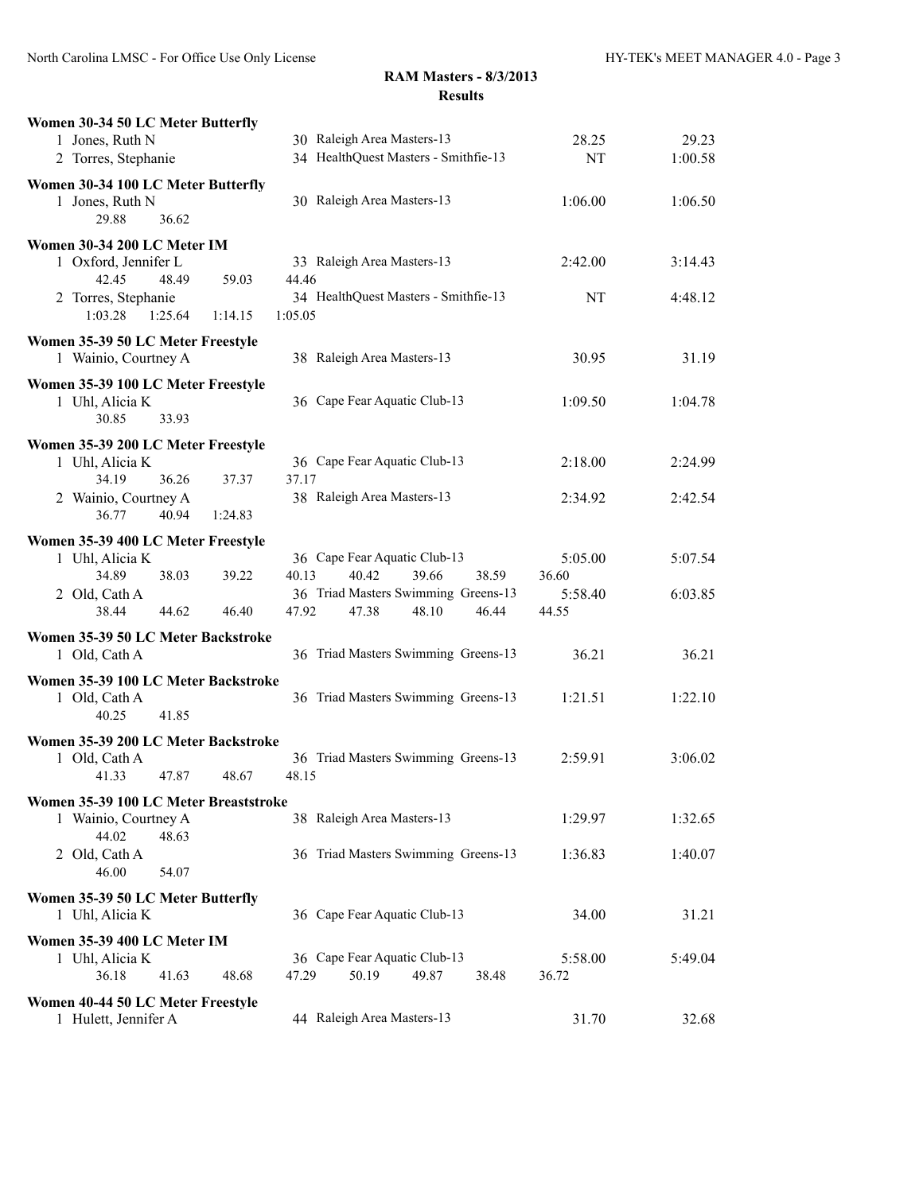## RAM Masters - 8/3/2013
### Results

**Women 30-34 50 LC Meter Butterfly**

| Place | Name | Age | Team | Seed Time | Finals Time |
|---|---|---|---|---|---|
| 1 | Jones, Ruth N | 30 | Raleigh Area Masters-13 | 28.25 | 29.23 |
| 2 | Torres, Stephanie | 34 | HealthQuest Masters - Smithfie-13 | NT | 1:00.58 |

**Women 30-34 100 LC Meter Butterfly**

| Place | Name | Age | Team | Seed Time | Finals Time |
|---|---|---|---|---|---|
| 1 | Jones, Ruth N | 30 | Raleigh Area Masters-13 | 1:06.00 | 1:06.50 |
| | 29.88  36.62 | | | | |

**Women 30-34 200 LC Meter IM**

| Place | Name | Age | Team | Seed Time | Finals Time |
|---|---|---|---|---|---|
| 1 | Oxford, Jennifer L | 33 | Raleigh Area Masters-13 | 2:42.00 | 3:14.43 |
| | 42.45  48.49  59.03  44.46 | | | | |
| 2 | Torres, Stephanie | 34 | HealthQuest Masters - Smithfie-13 | NT | 4:48.12 |
| | 1:03.28  1:25.64  1:14.15  1:05.05 | | | | |

**Women 35-39 50 LC Meter Freestyle**

| Place | Name | Age | Team | Seed Time | Finals Time |
|---|---|---|---|---|---|
| 1 | Wainio, Courtney A | 38 | Raleigh Area Masters-13 | 30.95 | 31.19 |

**Women 35-39 100 LC Meter Freestyle**

| Place | Name | Age | Team | Seed Time | Finals Time |
|---|---|---|---|---|---|
| 1 | Uhl, Alicia K | 36 | Cape Fear Aquatic Club-13 | 1:09.50 | 1:04.78 |
| | 30.85  33.93 | | | | |

**Women 35-39 200 LC Meter Freestyle**

| Place | Name | Age | Team | Seed Time | Finals Time |
|---|---|---|---|---|---|
| 1 | Uhl, Alicia K | 36 | Cape Fear Aquatic Club-13 | 2:18.00 | 2:24.99 |
| | 34.19  36.26  37.37  37.17 | | | | |
| 2 | Wainio, Courtney A | 38 | Raleigh Area Masters-13 | 2:34.92 | 2:42.54 |
| | 36.77  40.94  1:24.83 | | | | |

**Women 35-39 400 LC Meter Freestyle**

| Place | Name | Age | Team | Seed Time | Finals Time |
|---|---|---|---|---|---|
| 1 | Uhl, Alicia K | 36 | Cape Fear Aquatic Club-13 | 5:05.00 | 5:07.54 |
| | 34.89  38.03  39.22  40.13  40.42  39.66  38.59  36.60 | | | | |
| 2 | Old, Cath A | 36 | Triad Masters Swimming Greens-13 | 5:58.40 | 6:03.85 |
| | 38.44  44.62  46.40  47.92  47.38  48.10  46.44  44.55 | | | | |

**Women 35-39 50 LC Meter Backstroke**

| Place | Name | Age | Team | Seed Time | Finals Time |
|---|---|---|---|---|---|
| 1 | Old, Cath A | 36 | Triad Masters Swimming Greens-13 | 36.21 | 36.21 |

**Women 35-39 100 LC Meter Backstroke**

| Place | Name | Age | Team | Seed Time | Finals Time |
|---|---|---|---|---|---|
| 1 | Old, Cath A | 36 | Triad Masters Swimming Greens-13 | 1:21.51 | 1:22.10 |
| | 40.25  41.85 | | | | |

**Women 35-39 200 LC Meter Backstroke**

| Place | Name | Age | Team | Seed Time | Finals Time |
|---|---|---|---|---|---|
| 1 | Old, Cath A | 36 | Triad Masters Swimming Greens-13 | 2:59.91 | 3:06.02 |
| | 41.33  47.87  48.67  48.15 | | | | |

**Women 35-39 100 LC Meter Breaststroke**

| Place | Name | Age | Team | Seed Time | Finals Time |
|---|---|---|---|---|---|
| 1 | Wainio, Courtney A | 38 | Raleigh Area Masters-13 | 1:29.97 | 1:32.65 |
| | 44.02  48.63 | | | | |
| 2 | Old, Cath A | 36 | Triad Masters Swimming Greens-13 | 1:36.83 | 1:40.07 |
| | 46.00  54.07 | | | | |

**Women 35-39 50 LC Meter Butterfly**

| Place | Name | Age | Team | Seed Time | Finals Time |
|---|---|---|---|---|---|
| 1 | Uhl, Alicia K | 36 | Cape Fear Aquatic Club-13 | 34.00 | 31.21 |

**Women 35-39 400 LC Meter IM**

| Place | Name | Age | Team | Seed Time | Finals Time |
|---|---|---|---|---|---|
| 1 | Uhl, Alicia K | 36 | Cape Fear Aquatic Club-13 | 5:58.00 | 5:49.04 |
| | 36.18  41.63  48.68  47.29  50.19  49.87  38.48  36.72 | | | | |

**Women 40-44 50 LC Meter Freestyle**

| Place | Name | Age | Team | Seed Time | Finals Time |
|---|---|---|---|---|---|
| 1 | Hulett, Jennifer A | 44 | Raleigh Area Masters-13 | 31.70 | 32.68 |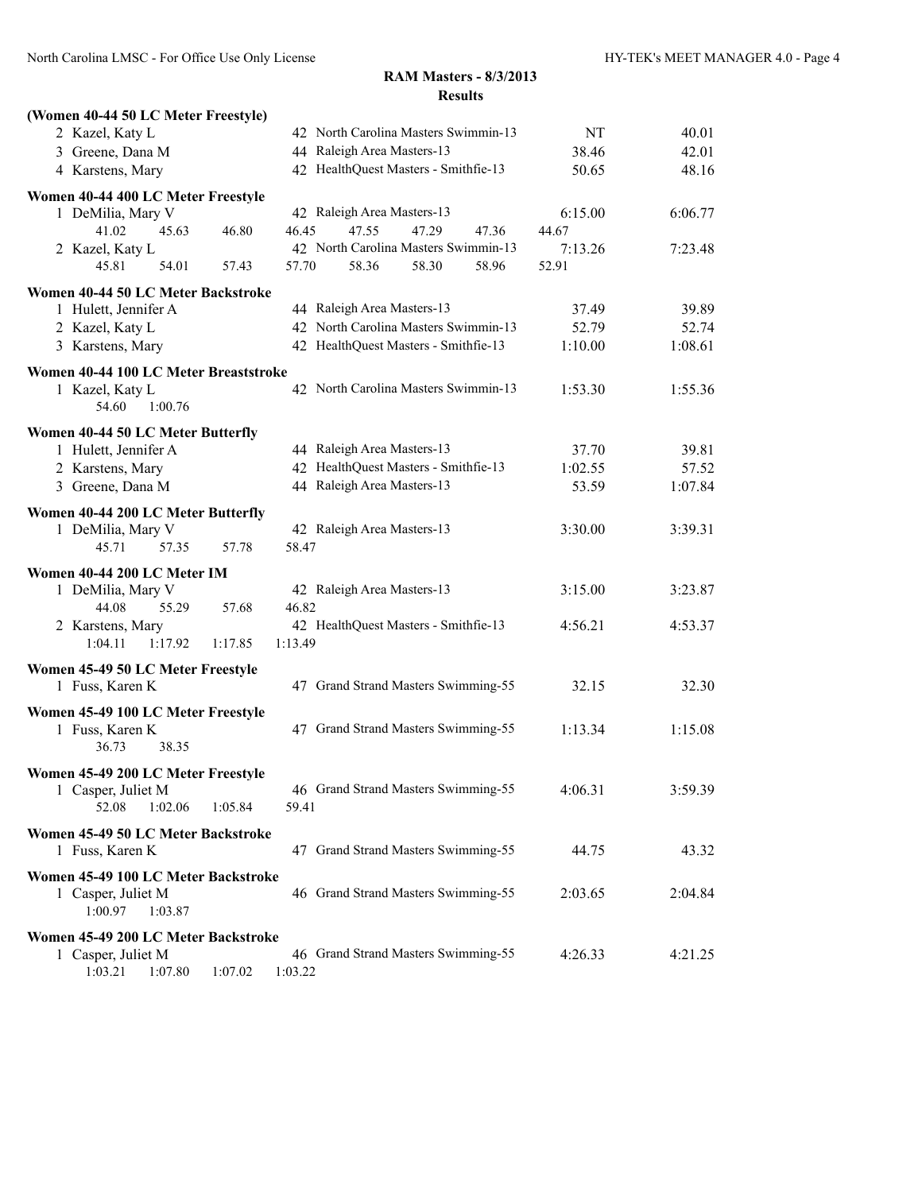## RAM Masters - 8/3/2013

### Results

**(Women 40-44 50 LC Meter Freestyle)**

| Place | Name | Age | Team | Seed Time | Finals Time |
|---|---|---|---|---|---|
| 2 | Kazel, Katy L | 42 | North Carolina Masters Swimmin-13 | NT | 40.01 |
| 3 | Greene, Dana M | 44 | Raleigh Area Masters-13 | 38.46 | 42.01 |
| 4 | Karstens, Mary | 42 | HealthQuest Masters - Smithfie-13 | 50.65 | 48.16 |

**Women 40-44 400 LC Meter Freestyle**

| Place | Name | Age | Team | Seed Time | Finals Time |
|---|---|---|---|---|---|
| 1 | DeMilia, Mary V | 42 | Raleigh Area Masters-13 | 6:15.00 | 6:06.77 |
| | 41.02 45.63 46.80 46.45 47.55 47.29 47.36 44.67 | | | | |
| 2 | Kazel, Katy L | 42 | North Carolina Masters Swimmin-13 | 7:13.26 | 7:23.48 |
| | 45.81 54.01 57.43 57.70 58.36 58.30 58.96 52.91 | | | | |

**Women 40-44 50 LC Meter Backstroke**

| Place | Name | Age | Team | Seed Time | Finals Time |
|---|---|---|---|---|---|
| 1 | Hulett, Jennifer A | 44 | Raleigh Area Masters-13 | 37.49 | 39.89 |
| 2 | Kazel, Katy L | 42 | North Carolina Masters Swimmin-13 | 52.79 | 52.74 |
| 3 | Karstens, Mary | 42 | HealthQuest Masters - Smithfie-13 | 1:10.00 | 1:08.61 |

**Women 40-44 100 LC Meter Breaststroke**

| Place | Name | Age | Team | Seed Time | Finals Time |
|---|---|---|---|---|---|
| 1 | Kazel, Katy L | 42 | North Carolina Masters Swimmin-13 | 1:53.30 | 1:55.36 |
| | 54.60 1:00.76 | | | | |

**Women 40-44 50 LC Meter Butterfly**

| Place | Name | Age | Team | Seed Time | Finals Time |
|---|---|---|---|---|---|
| 1 | Hulett, Jennifer A | 44 | Raleigh Area Masters-13 | 37.70 | 39.81 |
| 2 | Karstens, Mary | 42 | HealthQuest Masters - Smithfie-13 | 1:02.55 | 57.52 |
| 3 | Greene, Dana M | 44 | Raleigh Area Masters-13 | 53.59 | 1:07.84 |

**Women 40-44 200 LC Meter Butterfly**

| Place | Name | Age | Team | Seed Time | Finals Time |
|---|---|---|---|---|---|
| 1 | DeMilia, Mary V | 42 | Raleigh Area Masters-13 | 3:30.00 | 3:39.31 |
| | 45.71 57.35 57.78 58.47 | | | | |

**Women 40-44 200 LC Meter IM**

| Place | Name | Age | Team | Seed Time | Finals Time |
|---|---|---|---|---|---|
| 1 | DeMilia, Mary V | 42 | Raleigh Area Masters-13 | 3:15.00 | 3:23.87 |
| | 44.08 55.29 57.68 46.82 | | | | |
| 2 | Karstens, Mary | 42 | HealthQuest Masters - Smithfie-13 | 4:56.21 | 4:53.37 |
| | 1:04.11 1:17.92 1:17.85 1:13.49 | | | | |

**Women 45-49 50 LC Meter Freestyle**

| Place | Name | Age | Team | Seed Time | Finals Time |
|---|---|---|---|---|---|
| 1 | Fuss, Karen K | 47 | Grand Strand Masters Swimming-55 | 32.15 | 32.30 |

**Women 45-49 100 LC Meter Freestyle**

| Place | Name | Age | Team | Seed Time | Finals Time |
|---|---|---|---|---|---|
| 1 | Fuss, Karen K | 47 | Grand Strand Masters Swimming-55 | 1:13.34 | 1:15.08 |
| | 36.73 38.35 | | | | |

**Women 45-49 200 LC Meter Freestyle**

| Place | Name | Age | Team | Seed Time | Finals Time |
|---|---|---|---|---|---|
| 1 | Casper, Juliet M | 46 | Grand Strand Masters Swimming-55 | 4:06.31 | 3:59.39 |
| | 52.08 1:02.06 1:05.84 59.41 | | | | |

**Women 45-49 50 LC Meter Backstroke**

| Place | Name | Age | Team | Seed Time | Finals Time |
|---|---|---|---|---|---|
| 1 | Fuss, Karen K | 47 | Grand Strand Masters Swimming-55 | 44.75 | 43.32 |

**Women 45-49 100 LC Meter Backstroke**

| Place | Name | Age | Team | Seed Time | Finals Time |
|---|---|---|---|---|---|
| 1 | Casper, Juliet M | 46 | Grand Strand Masters Swimming-55 | 2:03.65 | 2:04.84 |
| | 1:00.97 1:03.87 | | | | |

**Women 45-49 200 LC Meter Backstroke**

| Place | Name | Age | Team | Seed Time | Finals Time |
|---|---|---|---|---|---|
| 1 | Casper, Juliet M | 46 | Grand Strand Masters Swimming-55 | 4:26.33 | 4:21.25 |
| | 1:03.21 1:07.80 1:07.02 1:03.22 | | | | |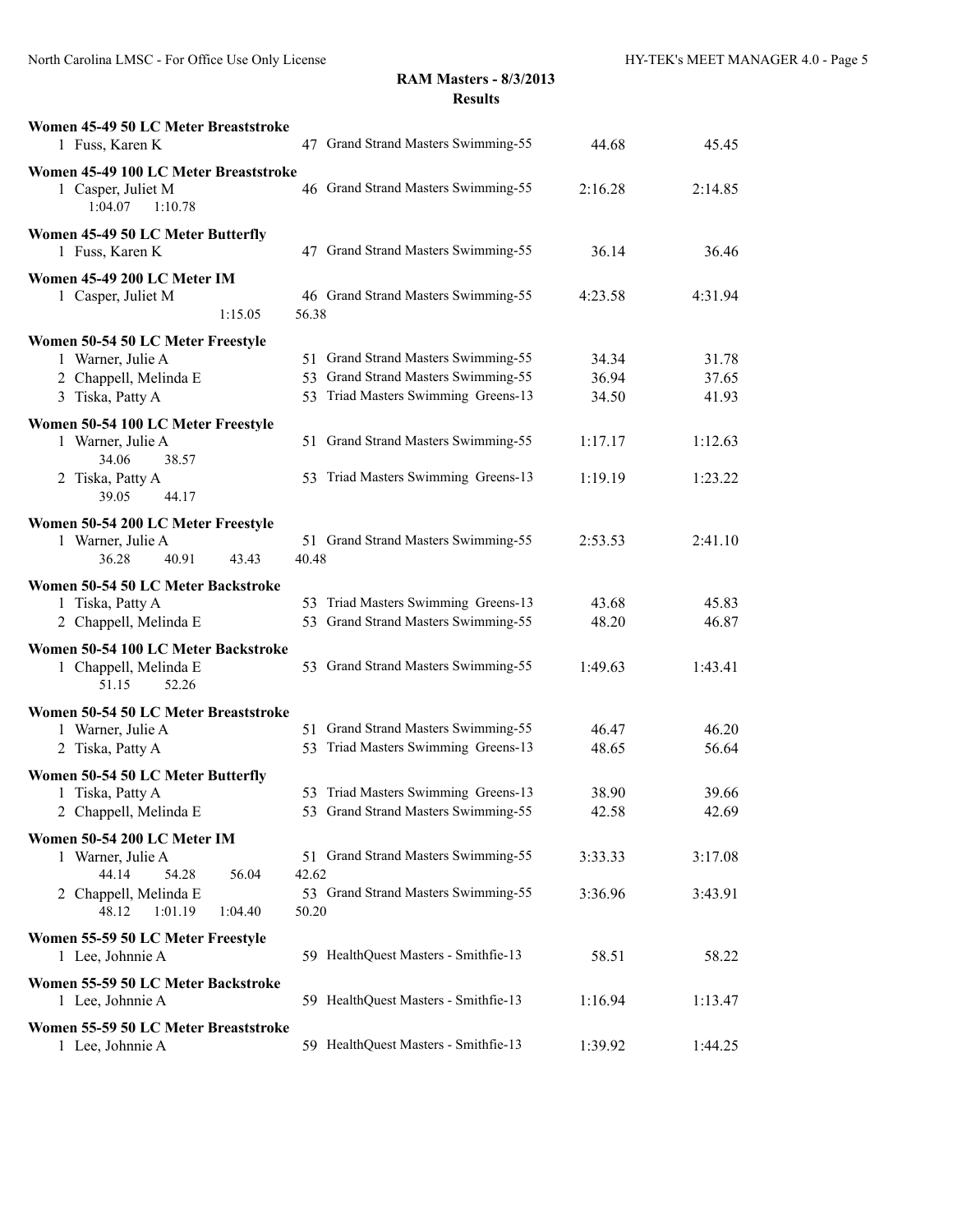**RAM Masters - 8/3/2013**
**Results**

**Women 45-49 50 LC Meter Breaststroke**

| | Name | Age | Team | Seed Time | Finals Time |
|---|---|---|---|---|---|
| 1 | Fuss, Karen K | 47 | Grand Strand Masters Swimming-55 | 44.68 | 45.45 |

**Women 45-49 100 LC Meter Breaststroke**

| | Name | Age | Team | Seed Time | Finals Time |
|---|---|---|---|---|---|
| 1 | Casper, Juliet M | 46 | Grand Strand Masters Swimming-55 | 2:16.28 | 2:14.85 |
| | 1:04.07 1:10.78 | | | | |

**Women 45-49 50 LC Meter Butterfly**

| | Name | Age | Team | Seed Time | Finals Time |
|---|---|---|---|---|---|
| 1 | Fuss, Karen K | 47 | Grand Strand Masters Swimming-55 | 36.14 | 36.46 |

**Women 45-49 200 LC Meter IM**

| | Name | Age | Team | Seed Time | Finals Time |
|---|---|---|---|---|---|
| 1 | Casper, Juliet M | 46 | Grand Strand Masters Swimming-55 | 4:23.58 | 4:31.94 |
| | 1:15.05 56.38 | | | | |

**Women 50-54 50 LC Meter Freestyle**

| | Name | Age | Team | Seed Time | Finals Time |
|---|---|---|---|---|---|
| 1 | Warner, Julie A | 51 | Grand Strand Masters Swimming-55 | 34.34 | 31.78 |
| 2 | Chappell, Melinda E | 53 | Grand Strand Masters Swimming-55 | 36.94 | 37.65 |
| 3 | Tiska, Patty A | 53 | Triad Masters Swimming Greens-13 | 34.50 | 41.93 |

**Women 50-54 100 LC Meter Freestyle**

| | Name | Age | Team | Seed Time | Finals Time |
|---|---|---|---|---|---|
| 1 | Warner, Julie A | 51 | Grand Strand Masters Swimming-55 | 1:17.17 | 1:12.63 |
| | 34.06 38.57 | | | | |
| 2 | Tiska, Patty A | 53 | Triad Masters Swimming Greens-13 | 1:19.19 | 1:23.22 |
| | 39.05 44.17 | | | | |

**Women 50-54 200 LC Meter Freestyle**

| | Name | Age | Team | Seed Time | Finals Time |
|---|---|---|---|---|---|
| 1 | Warner, Julie A | 51 | Grand Strand Masters Swimming-55 | 2:53.53 | 2:41.10 |
| | 36.28 40.91 43.43 40.48 | | | | |

**Women 50-54 50 LC Meter Backstroke**

| | Name | Age | Team | Seed Time | Finals Time |
|---|---|---|---|---|---|
| 1 | Tiska, Patty A | 53 | Triad Masters Swimming Greens-13 | 43.68 | 45.83 |
| 2 | Chappell, Melinda E | 53 | Grand Strand Masters Swimming-55 | 48.20 | 46.87 |

**Women 50-54 100 LC Meter Backstroke**

| | Name | Age | Team | Seed Time | Finals Time |
|---|---|---|---|---|---|
| 1 | Chappell, Melinda E | 53 | Grand Strand Masters Swimming-55 | 1:49.63 | 1:43.41 |
| | 51.15 52.26 | | | | |

**Women 50-54 50 LC Meter Breaststroke**

| | Name | Age | Team | Seed Time | Finals Time |
|---|---|---|---|---|---|
| 1 | Warner, Julie A | 51 | Grand Strand Masters Swimming-55 | 46.47 | 46.20 |
| 2 | Tiska, Patty A | 53 | Triad Masters Swimming Greens-13 | 48.65 | 56.64 |

**Women 50-54 50 LC Meter Butterfly**

| | Name | Age | Team | Seed Time | Finals Time |
|---|---|---|---|---|---|
| 1 | Tiska, Patty A | 53 | Triad Masters Swimming Greens-13 | 38.90 | 39.66 |
| 2 | Chappell, Melinda E | 53 | Grand Strand Masters Swimming-55 | 42.58 | 42.69 |

**Women 50-54 200 LC Meter IM**

| | Name | Age | Team | Seed Time | Finals Time |
|---|---|---|---|---|---|
| 1 | Warner, Julie A | 51 | Grand Strand Masters Swimming-55 | 3:33.33 | 3:17.08 |
| | 44.14 54.28 56.04 42.62 | | | | |
| 2 | Chappell, Melinda E | 53 | Grand Strand Masters Swimming-55 | 3:36.96 | 3:43.91 |
| | 48.12 1:01.19 1:04.40 50.20 | | | | |

**Women 55-59 50 LC Meter Freestyle**

| | Name | Age | Team | Seed Time | Finals Time |
|---|---|---|---|---|---|
| 1 | Lee, Johnnie A | 59 | HealthQuest Masters - Smithfie-13 | 58.51 | 58.22 |

**Women 55-59 50 LC Meter Backstroke**

| | Name | Age | Team | Seed Time | Finals Time |
|---|---|---|---|---|---|
| 1 | Lee, Johnnie A | 59 | HealthQuest Masters - Smithfie-13 | 1:16.94 | 1:13.47 |

**Women 55-59 50 LC Meter Breaststroke**

| | Name | Age | Team | Seed Time | Finals Time |
|---|---|---|---|---|---|
| 1 | Lee, Johnnie A | 59 | HealthQuest Masters - Smithfie-13 | 1:39.92 | 1:44.25 |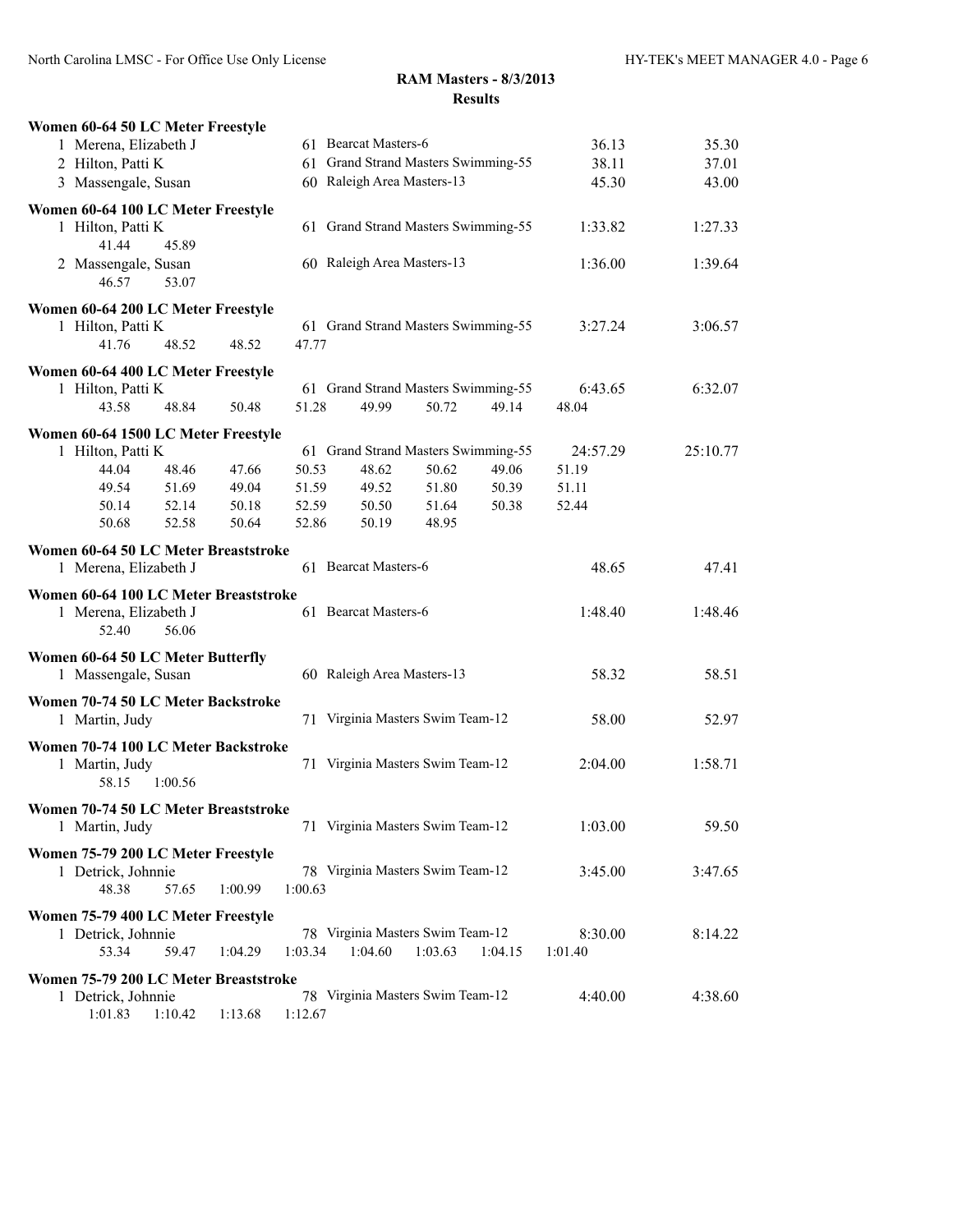**RAM Masters - 8/3/2013**
**Results**

**Women 60-64 50 LC Meter Freestyle**

| Place | Name | Age | Team | Seed Time | Finals Time |
|---|---|---|---|---|---|
| 1 | Merena, Elizabeth J | 61 | Bearcat Masters-6 | 36.13 | 35.30 |
| 2 | Hilton, Patti K | 61 | Grand Strand Masters Swimming-55 | 38.11 | 37.01 |
| 3 | Massengale, Susan | 60 | Raleigh Area Masters-13 | 45.30 | 43.00 |

**Women 60-64 100 LC Meter Freestyle**

| Place | Name | Age | Team | Seed Time | Finals Time |
|---|---|---|---|---|---|
| 1 | Hilton, Patti K | 61 | Grand Strand Masters Swimming-55 | 1:33.82 | 1:27.33 |
| | 41.44 45.89 | | | | |
| 2 | Massengale, Susan | 60 | Raleigh Area Masters-13 | 1:36.00 | 1:39.64 |
| | 46.57 53.07 | | | | |

**Women 60-64 200 LC Meter Freestyle**

| Place | Name | Age | Team | Seed Time | Finals Time |
|---|---|---|---|---|---|
| 1 | Hilton, Patti K | 61 | Grand Strand Masters Swimming-55 | 3:27.24 | 3:06.57 |
| | 41.76 48.52 48.52 47.77 | | | | |

**Women 60-64 400 LC Meter Freestyle**

| Place | Name | Age | Team | Seed Time | Finals Time |
|---|---|---|---|---|---|
| 1 | Hilton, Patti K | 61 | Grand Strand Masters Swimming-55 | 6:43.65 | 6:32.07 |
| | 43.58 48.84 50.48 51.28 49.99 50.72 49.14 48.04 | | | | |

**Women 60-64 1500 LC Meter Freestyle**

| Place | Name | Age | Team | Seed Time | Finals Time |
|---|---|---|---|---|---|
| 1 | Hilton, Patti K | 61 | Grand Strand Masters Swimming-55 | 24:57.29 | 25:10.77 |
| | 44.04 48.46 47.66 50.53 48.62 50.62 49.06 51.19 | | | | |
| | 49.54 51.69 49.04 51.59 49.52 51.80 50.39 51.11 | | | | |
| | 50.14 52.14 50.18 52.59 50.50 51.64 50.38 52.44 | | | | |
| | 50.68 52.58 50.64 52.86 50.19 48.95 | | | | |

**Women 60-64 50 LC Meter Breaststroke**

| Place | Name | Age | Team | Seed Time | Finals Time |
|---|---|---|---|---|---|
| 1 | Merena, Elizabeth J | 61 | Bearcat Masters-6 | 48.65 | 47.41 |

**Women 60-64 100 LC Meter Breaststroke**

| Place | Name | Age | Team | Seed Time | Finals Time |
|---|---|---|---|---|---|
| 1 | Merena, Elizabeth J | 61 | Bearcat Masters-6 | 1:48.40 | 1:48.46 |
| | 52.40 56.06 | | | | |

**Women 60-64 50 LC Meter Butterfly**

| Place | Name | Age | Team | Seed Time | Finals Time |
|---|---|---|---|---|---|
| 1 | Massengale, Susan | 60 | Raleigh Area Masters-13 | 58.32 | 58.51 |

**Women 70-74 50 LC Meter Backstroke**

| Place | Name | Age | Team | Seed Time | Finals Time |
|---|---|---|---|---|---|
| 1 | Martin, Judy | 71 | Virginia Masters Swim Team-12 | 58.00 | 52.97 |

**Women 70-74 100 LC Meter Backstroke**

| Place | Name | Age | Team | Seed Time | Finals Time |
|---|---|---|---|---|---|
| 1 | Martin, Judy | 71 | Virginia Masters Swim Team-12 | 2:04.00 | 1:58.71 |
| | 58.15 1:00.56 | | | | |

**Women 70-74 50 LC Meter Breaststroke**

| Place | Name | Age | Team | Seed Time | Finals Time |
|---|---|---|---|---|---|
| 1 | Martin, Judy | 71 | Virginia Masters Swim Team-12 | 1:03.00 | 59.50 |

**Women 75-79 200 LC Meter Freestyle**

| Place | Name | Age | Team | Seed Time | Finals Time |
|---|---|---|---|---|---|
| 1 | Detrick, Johnnie | 78 | Virginia Masters Swim Team-12 | 3:45.00 | 3:47.65 |
| | 48.38 57.65 1:00.99 1:00.63 | | | | |

**Women 75-79 400 LC Meter Freestyle**

| Place | Name | Age | Team | Seed Time | Finals Time |
|---|---|---|---|---|---|
| 1 | Detrick, Johnnie | 78 | Virginia Masters Swim Team-12 | 8:30.00 | 8:14.22 |
| | 53.34 59.47 1:04.29 1:03.34 1:04.60 1:03.63 1:04.15 1:01.40 | | | | |

**Women 75-79 200 LC Meter Breaststroke**

| Place | Name | Age | Team | Seed Time | Finals Time |
|---|---|---|---|---|---|
| 1 | Detrick, Johnnie | 78 | Virginia Masters Swim Team-12 | 4:40.00 | 4:38.60 |
| | 1:01.83 1:10.42 1:13.68 1:12.67 | | | | |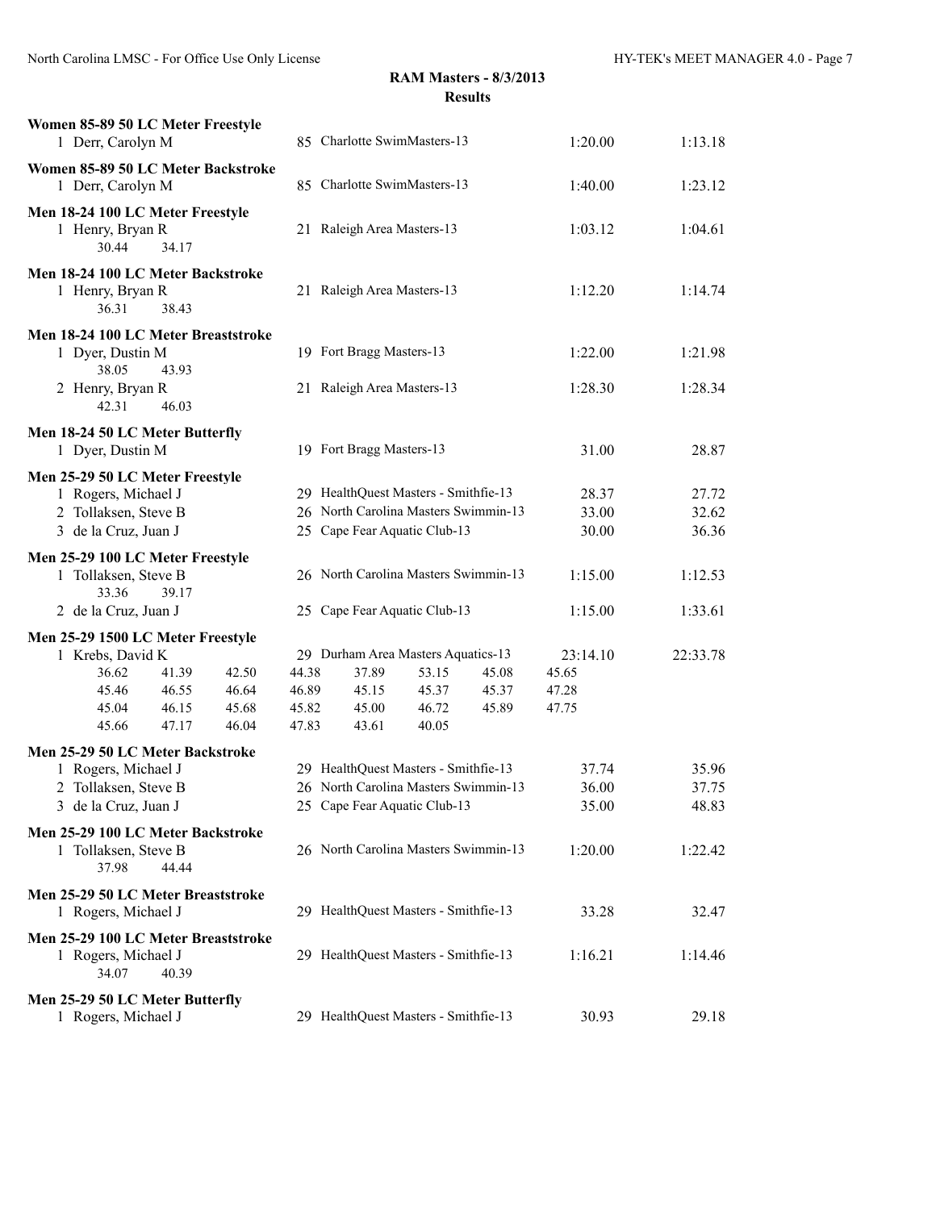**RAM Masters - 8/3/2013**
**Results**

**Women 85-89 50 LC Meter Freestyle**

| Place | Name | Age | Team | Seed Time | Finals Time |
|---|---|---|---|---|---|
| 1 | Derr, Carolyn M | 85 | Charlotte SwimMasters-13 | 1:20.00 | 1:13.18 |

**Women 85-89 50 LC Meter Backstroke**

| Place | Name | Age | Team | Seed Time | Finals Time |
|---|---|---|---|---|---|
| 1 | Derr, Carolyn M | 85 | Charlotte SwimMasters-13 | 1:40.00 | 1:23.12 |

**Men 18-24 100 LC Meter Freestyle**

| Place | Name | Age | Team | Seed Time | Finals Time |
|---|---|---|---|---|---|
| 1 | Henry, Bryan R | 21 | Raleigh Area Masters-13 | 1:03.12 | 1:04.61 |
| | 30.44 34.17 | | | | |

**Men 18-24 100 LC Meter Backstroke**

| Place | Name | Age | Team | Seed Time | Finals Time |
|---|---|---|---|---|---|
| 1 | Henry, Bryan R | 21 | Raleigh Area Masters-13 | 1:12.20 | 1:14.74 |
| | 36.31 38.43 | | | | |

**Men 18-24 100 LC Meter Breaststroke**

| Place | Name | Age | Team | Seed Time | Finals Time |
|---|---|---|---|---|---|
| 1 | Dyer, Dustin M | 19 | Fort Bragg Masters-13 | 1:22.00 | 1:21.98 |
| | 38.05 43.93 | | | | |
| 2 | Henry, Bryan R | 21 | Raleigh Area Masters-13 | 1:28.30 | 1:28.34 |
| | 42.31 46.03 | | | | |

**Men 18-24 50 LC Meter Butterfly**

| Place | Name | Age | Team | Seed Time | Finals Time |
|---|---|---|---|---|---|
| 1 | Dyer, Dustin M | 19 | Fort Bragg Masters-13 | 31.00 | 28.87 |

**Men 25-29 50 LC Meter Freestyle**

| Place | Name | Age | Team | Seed Time | Finals Time |
|---|---|---|---|---|---|
| 1 | Rogers, Michael J | 29 | HealthQuest Masters - Smithfie-13 | 28.37 | 27.72 |
| 2 | Tollaksen, Steve B | 26 | North Carolina Masters Swimmin-13 | 33.00 | 32.62 |
| 3 | de la Cruz, Juan J | 25 | Cape Fear Aquatic Club-13 | 30.00 | 36.36 |

**Men 25-29 100 LC Meter Freestyle**

| Place | Name | Age | Team | Seed Time | Finals Time |
|---|---|---|---|---|---|
| 1 | Tollaksen, Steve B | 26 | North Carolina Masters Swimmin-13 | 1:15.00 | 1:12.53 |
| | 33.36 39.17 | | | | |
| 2 | de la Cruz, Juan J | 25 | Cape Fear Aquatic Club-13 | 1:15.00 | 1:33.61 |

**Men 25-29 1500 LC Meter Freestyle**

| Place | Name | Age | Team | Seed Time | Finals Time |
|---|---|---|---|---|---|
| 1 | Krebs, David K | 29 | Durham Area Masters Aquatics-13 | 23:14.10 | 22:33.78 |

| | | | | | | | |
|---|---|---|---|---|---|---|---|
| 36.62 | 41.39 | 42.50 | 44.38 | 37.89 | 53.15 | 45.08 | 45.65 |
| 45.46 | 46.55 | 46.64 | 46.89 | 45.15 | 45.37 | 45.37 | 47.28 |
| 45.04 | 46.15 | 45.68 | 45.82 | 45.00 | 46.72 | 45.89 | 47.75 |
| 45.66 | 47.17 | 46.04 | 47.83 | 43.61 | 40.05 | | |

**Men 25-29 50 LC Meter Backstroke**

| Place | Name | Age | Team | Seed Time | Finals Time |
|---|---|---|---|---|---|
| 1 | Rogers, Michael J | 29 | HealthQuest Masters - Smithfie-13 | 37.74 | 35.96 |
| 2 | Tollaksen, Steve B | 26 | North Carolina Masters Swimmin-13 | 36.00 | 37.75 |
| 3 | de la Cruz, Juan J | 25 | Cape Fear Aquatic Club-13 | 35.00 | 48.83 |

**Men 25-29 100 LC Meter Backstroke**

| Place | Name | Age | Team | Seed Time | Finals Time |
|---|---|---|---|---|---|
| 1 | Tollaksen, Steve B | 26 | North Carolina Masters Swimmin-13 | 1:20.00 | 1:22.42 |
| | 37.98 44.44 | | | | |

**Men 25-29 50 LC Meter Breaststroke**

| Place | Name | Age | Team | Seed Time | Finals Time |
|---|---|---|---|---|---|
| 1 | Rogers, Michael J | 29 | HealthQuest Masters - Smithfie-13 | 33.28 | 32.47 |

**Men 25-29 100 LC Meter Breaststroke**

| Place | Name | Age | Team | Seed Time | Finals Time |
|---|---|---|---|---|---|
| 1 | Rogers, Michael J | 29 | HealthQuest Masters - Smithfie-13 | 1:16.21 | 1:14.46 |
| | 34.07 40.39 | | | | |

**Men 25-29 50 LC Meter Butterfly**

| Place | Name | Age | Team | Seed Time | Finals Time |
|---|---|---|---|---|---|
| 1 | Rogers, Michael J | 29 | HealthQuest Masters - Smithfie-13 | 30.93 | 29.18 |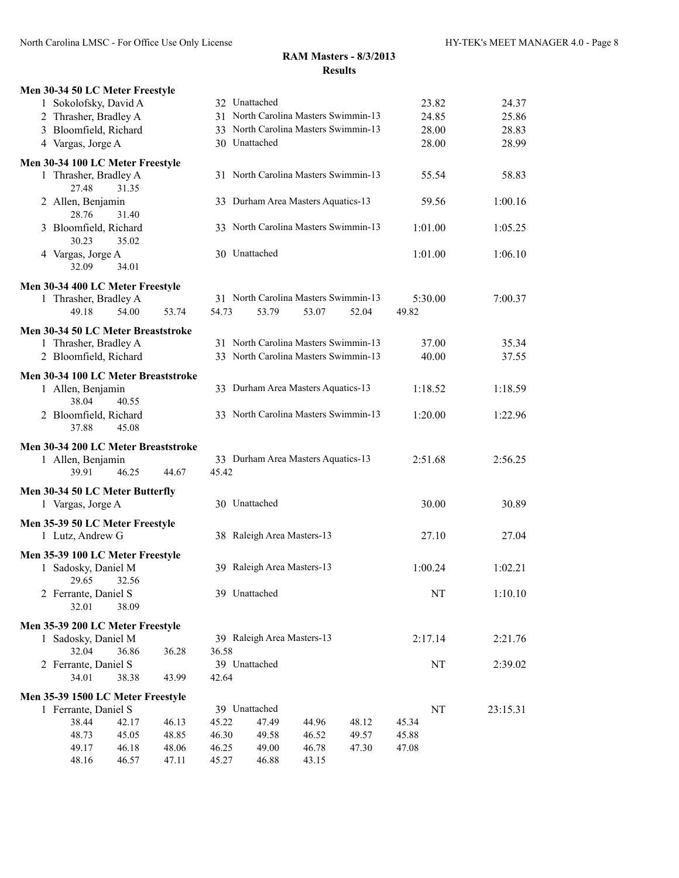**RAM Masters - 8/3/2013**
**Results**

### Men 30-34 50 LC Meter Freestyle

| | Name | Age | Team | Seed Time | Finals Time |
|---|---|---|---|---|---|
| 1 | Sokolofsky, David A | 32 | Unattached | 23.82 | 24.37 |
| 2 | Thrasher, Bradley A | 31 | North Carolina Masters Swimmin-13 | 24.85 | 25.86 |
| 3 | Bloomfield, Richard | 33 | North Carolina Masters Swimmin-13 | 28.00 | 28.83 |
| 4 | Vargas, Jorge A | 30 | Unattached | 28.00 | 28.99 |

### Men 30-34 100 LC Meter Freestyle

| | Name | Age | Team | Seed Time | Finals Time |
|---|---|---|---|---|---|
| 1 | Thrasher, Bradley A | 31 | North Carolina Masters Swimmin-13 | 55.54 | 58.83 |
| | 27.48 31.35 | | | | |
| 2 | Allen, Benjamin | 33 | Durham Area Masters Aquatics-13 | 59.56 | 1:00.16 |
| | 28.76 31.40 | | | | |
| 3 | Bloomfield, Richard | 33 | North Carolina Masters Swimmin-13 | 1:01.00 | 1:05.25 |
| | 30.23 35.02 | | | | |
| 4 | Vargas, Jorge A | 30 | Unattached | 1:01.00 | 1:06.10 |
| | 32.09 34.01 | | | | |

### Men 30-34 400 LC Meter Freestyle

| | Name | Age | Team | Seed Time | Finals Time |
|---|---|---|---|---|---|
| 1 | Thrasher, Bradley A | 31 | North Carolina Masters Swimmin-13 | 5:30.00 | 7:00.37 |
| | 49.18 54.00 53.74 54.73 53.79 53.07 52.04 49.82 | | | | |

### Men 30-34 50 LC Meter Breaststroke

| | Name | Age | Team | Seed Time | Finals Time |
|---|---|---|---|---|---|
| 1 | Thrasher, Bradley A | 31 | North Carolina Masters Swimmin-13 | 37.00 | 35.34 |
| 2 | Bloomfield, Richard | 33 | North Carolina Masters Swimmin-13 | 40.00 | 37.55 |

### Men 30-34 100 LC Meter Breaststroke

| | Name | Age | Team | Seed Time | Finals Time |
|---|---|---|---|---|---|
| 1 | Allen, Benjamin | 33 | Durham Area Masters Aquatics-13 | 1:18.52 | 1:18.59 |
| | 38.04 40.55 | | | | |
| 2 | Bloomfield, Richard | 33 | North Carolina Masters Swimmin-13 | 1:20.00 | 1:22.96 |
| | 37.88 45.08 | | | | |

### Men 30-34 200 LC Meter Breaststroke

| | Name | Age | Team | Seed Time | Finals Time |
|---|---|---|---|---|---|
| 1 | Allen, Benjamin | 33 | Durham Area Masters Aquatics-13 | 2:51.68 | 2:56.25 |
| | 39.91 46.25 44.67 45.42 | | | | |

### Men 30-34 50 LC Meter Butterfly

| | Name | Age | Team | Seed Time | Finals Time |
|---|---|---|---|---|---|
| 1 | Vargas, Jorge A | 30 | Unattached | 30.00 | 30.89 |

### Men 35-39 50 LC Meter Freestyle

| | Name | Age | Team | Seed Time | Finals Time |
|---|---|---|---|---|---|
| 1 | Lutz, Andrew G | 38 | Raleigh Area Masters-13 | 27.10 | 27.04 |

### Men 35-39 100 LC Meter Freestyle

| | Name | Age | Team | Seed Time | Finals Time |
|---|---|---|---|---|---|
| 1 | Sadosky, Daniel M | 39 | Raleigh Area Masters-13 | 1:00.24 | 1:02.21 |
| | 29.65 32.56 | | | | |
| 2 | Ferrante, Daniel S | 39 | Unattached | NT | 1:10.10 |
| | 32.01 38.09 | | | | |

### Men 35-39 200 LC Meter Freestyle

| | Name | Age | Team | Seed Time | Finals Time |
|---|---|---|---|---|---|
| 1 | Sadosky, Daniel M | 39 | Raleigh Area Masters-13 | 2:17.14 | 2:21.76 |
| | 32.04 36.86 36.28 36.58 | | | | |
| 2 | Ferrante, Daniel S | 39 | Unattached | NT | 2:39.02 |
| | 34.01 38.38 43.99 42.64 | | | | |

### Men 35-39 1500 LC Meter Freestyle

| | Name | Age | Team | Seed Time | Finals Time |
|---|---|---|---|---|---|
| 1 | Ferrante, Daniel S | 39 | Unattached | NT | 23:15.31 |
| | 38.44 42.17 46.13 45.22 47.49 44.96 48.12 45.34 | | | | |
| | 48.73 45.05 48.85 46.30 49.58 46.52 49.57 45.88 | | | | |
| | 49.17 46.18 48.06 46.25 49.00 46.78 47.30 47.08 | | | | |
| | 48.16 46.57 47.11 45.27 46.88 43.15 | | | | |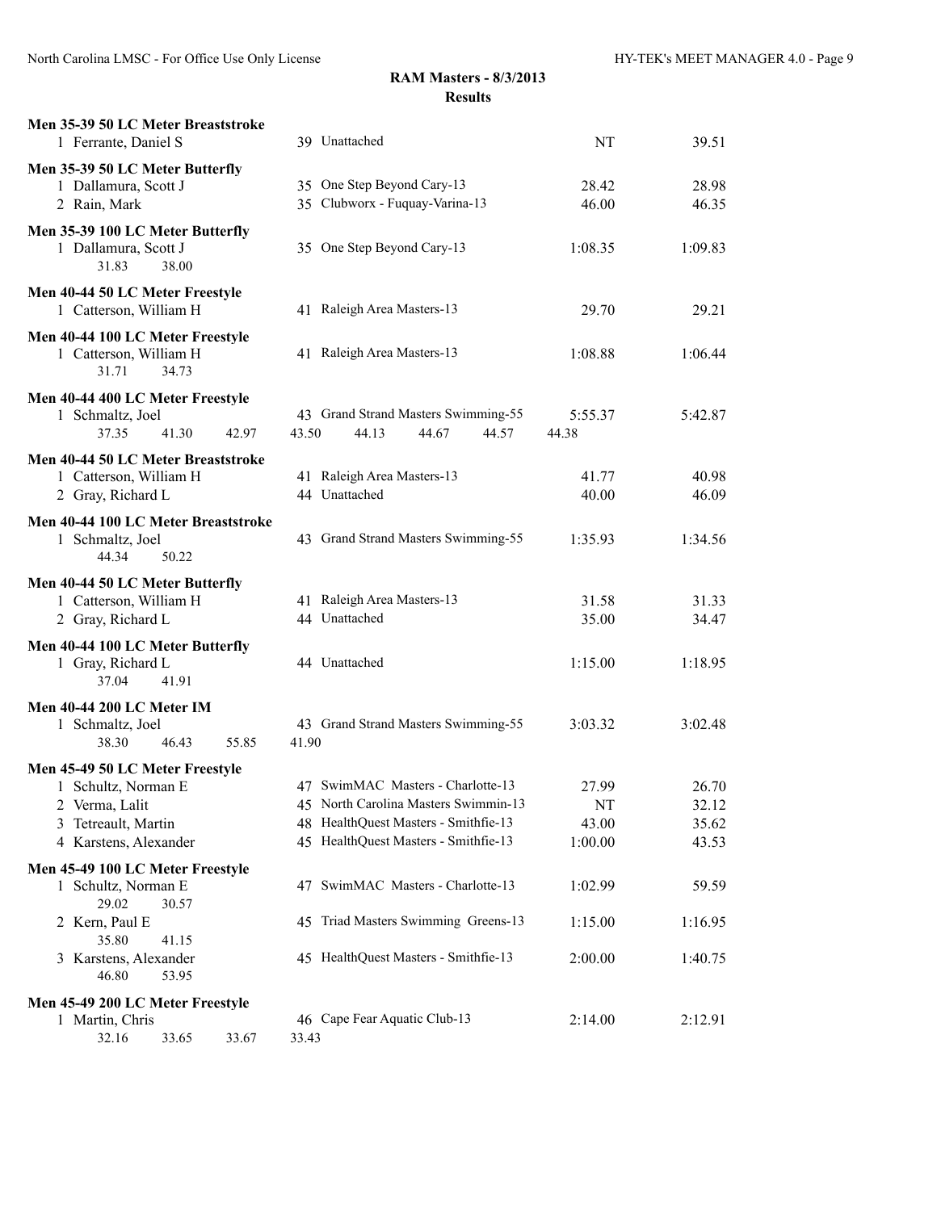## RAM Masters - 8/3/2013
### Results

**Men 35-39 50 LC Meter Breaststroke**

| Place | Name | Age | Team | Seed Time | Finals Time |
|---|---|---|---|---|---|
| 1 | Ferrante, Daniel S | 39 | Unattached | NT | 39.51 |

**Men 35-39 50 LC Meter Butterfly**

| Place | Name | Age | Team | Seed Time | Finals Time |
|---|---|---|---|---|---|
| 1 | Dallamura, Scott J | 35 | One Step Beyond Cary-13 | 28.42 | 28.98 |
| 2 | Rain, Mark | 35 | Clubworx - Fuquay-Varina-13 | 46.00 | 46.35 |

**Men 35-39 100 LC Meter Butterfly**

| Place | Name | Age | Team | Seed Time | Finals Time |
|---|---|---|---|---|---|
| 1 | Dallamura, Scott J | 35 | One Step Beyond Cary-13 | 1:08.35 | 1:09.83 |
| | 31.83 38.00 | | | | |

**Men 40-44 50 LC Meter Freestyle**

| Place | Name | Age | Team | Seed Time | Finals Time |
|---|---|---|---|---|---|
| 1 | Catterson, William H | 41 | Raleigh Area Masters-13 | 29.70 | 29.21 |

**Men 40-44 100 LC Meter Freestyle**

| Place | Name | Age | Team | Seed Time | Finals Time |
|---|---|---|---|---|---|
| 1 | Catterson, William H | 41 | Raleigh Area Masters-13 | 1:08.88 | 1:06.44 |
| | 31.71 34.73 | | | | |

**Men 40-44 400 LC Meter Freestyle**

| Place | Name | Age | Team | Seed Time | Finals Time |
|---|---|---|---|---|---|
| 1 | Schmaltz, Joel | 43 | Grand Strand Masters Swimming-55 | 5:55.37 | 5:42.87 |
| | 37.35 41.30 42.97 43.50 44.13 44.67 44.57 44.38 | | | | |

**Men 40-44 50 LC Meter Breaststroke**

| Place | Name | Age | Team | Seed Time | Finals Time |
|---|---|---|---|---|---|
| 1 | Catterson, William H | 41 | Raleigh Area Masters-13 | 41.77 | 40.98 |
| 2 | Gray, Richard L | 44 | Unattached | 40.00 | 46.09 |

**Men 40-44 100 LC Meter Breaststroke**

| Place | Name | Age | Team | Seed Time | Finals Time |
|---|---|---|---|---|---|
| 1 | Schmaltz, Joel | 43 | Grand Strand Masters Swimming-55 | 1:35.93 | 1:34.56 |
| | 44.34 50.22 | | | | |

**Men 40-44 50 LC Meter Butterfly**

| Place | Name | Age | Team | Seed Time | Finals Time |
|---|---|---|---|---|---|
| 1 | Catterson, William H | 41 | Raleigh Area Masters-13 | 31.58 | 31.33 |
| 2 | Gray, Richard L | 44 | Unattached | 35.00 | 34.47 |

**Men 40-44 100 LC Meter Butterfly**

| Place | Name | Age | Team | Seed Time | Finals Time |
|---|---|---|---|---|---|
| 1 | Gray, Richard L | 44 | Unattached | 1:15.00 | 1:18.95 |
| | 37.04 41.91 | | | | |

**Men 40-44 200 LC Meter IM**

| Place | Name | Age | Team | Seed Time | Finals Time |
|---|---|---|---|---|---|
| 1 | Schmaltz, Joel | 43 | Grand Strand Masters Swimming-55 | 3:03.32 | 3:02.48 |
| | 38.30 46.43 55.85 41.90 | | | | |

**Men 45-49 50 LC Meter Freestyle**

| Place | Name | Age | Team | Seed Time | Finals Time |
|---|---|---|---|---|---|
| 1 | Schultz, Norman E | 47 | SwimMAC Masters - Charlotte-13 | 27.99 | 26.70 |
| 2 | Verma, Lalit | 45 | North Carolina Masters Swimmin-13 | NT | 32.12 |
| 3 | Tetreault, Martin | 48 | HealthQuest Masters - Smithfie-13 | 43.00 | 35.62 |
| 4 | Karstens, Alexander | 45 | HealthQuest Masters - Smithfie-13 | 1:00.00 | 43.53 |

**Men 45-49 100 LC Meter Freestyle**

| Place | Name | Age | Team | Seed Time | Finals Time |
|---|---|---|---|---|---|
| 1 | Schultz, Norman E | 47 | SwimMAC Masters - Charlotte-13 | 1:02.99 | 59.59 |
| | 29.02 30.57 | | | | |
| 2 | Kern, Paul E | 45 | Triad Masters Swimming Greens-13 | 1:15.00 | 1:16.95 |
| | 35.80 41.15 | | | | |
| 3 | Karstens, Alexander | 45 | HealthQuest Masters - Smithfie-13 | 2:00.00 | 1:40.75 |
| | 46.80 53.95 | | | | |

**Men 45-49 200 LC Meter Freestyle**

| Place | Name | Age | Team | Seed Time | Finals Time |
|---|---|---|---|---|---|
| 1 | Martin, Chris | 46 | Cape Fear Aquatic Club-13 | 2:14.00 | 2:12.91 |
| | 32.16 33.65 33.67 33.43 | | | | |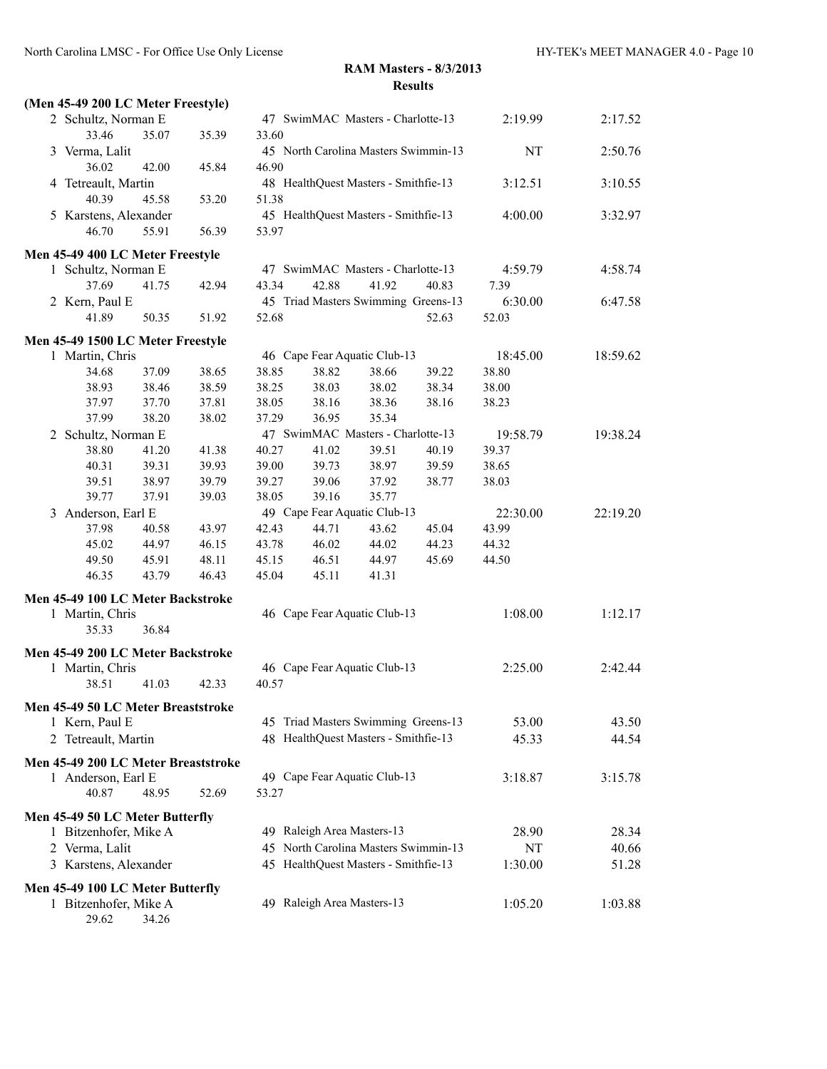## RAM Masters - 8/3/2013

### Results

**(Men 45-49 200 LC Meter Freestyle)**

```
  2 Schultz, Norman E                47 SwimMAC Masters - Charlotte-13        2:19.99        2:17.52
       33.46      35.07      35.39      33.60
  3 Verma, Lalit                     45 North Carolina Masters Swimmin-13          NT        2:50.76
       36.02      42.00      45.84      46.90
  4 Tetreault, Martin                48 HealthQuest Masters - Smithfie-13     3:12.51        3:10.55
       40.39      45.58      53.20      51.38
  5 Karstens, Alexander              45 HealthQuest Masters - Smithfie-13     4:00.00        3:32.97
       46.70      55.91      56.39      53.97
```

**Men 45-49 400 LC Meter Freestyle**

```
  1 Schultz, Norman E                47 SwimMAC Masters - Charlotte-13        4:59.79        4:58.74
       37.69      41.75      42.94      43.34      42.88      41.92      40.83      7.39
  2 Kern, Paul E                     45 Triad Masters Swimming Greens-13      6:30.00        6:47.58
       41.89      50.35      51.92      52.68                            52.63      52.03
```

**Men 45-49 1500 LC Meter Freestyle**

```
  1 Martin, Chris                    46 Cape Fear Aquatic Club-13            18:45.00       18:59.62
       34.68      37.09      38.65      38.85      38.82      38.66      39.22      38.80
       38.93      38.46      38.59      38.25      38.03      38.02      38.34      38.00
       37.97      37.70      37.81      38.05      38.16      38.36      38.16      38.23
       37.99      38.20      38.02      37.29      36.95      35.34
  2 Schultz, Norman E                47 SwimMAC Masters - Charlotte-13       19:58.79       19:38.24
       38.80      41.20      41.38      40.27      41.02      39.51      40.19      39.37
       40.31      39.31      39.93      39.00      39.73      38.97      39.59      38.65
       39.51      38.97      39.79      39.27      39.06      37.92      38.77      38.03
       39.77      37.91      39.03      38.05      39.16      35.77
  3 Anderson, Earl E                 49 Cape Fear Aquatic Club-13            22:30.00       22:19.20
       37.98      40.58      43.97      42.43      44.71      43.62      45.04      43.99
       45.02      44.97      46.15      43.78      46.02      44.02      44.23      44.32
       49.50      45.91      48.11      45.15      46.51      44.97      45.69      44.50
       46.35      43.79      46.43      45.04      45.11      41.31
```

**Men 45-49 100 LC Meter Backstroke**

```
  1 Martin, Chris                    46 Cape Fear Aquatic Club-13             1:08.00        1:12.17
       35.33      36.84
```

**Men 45-49 200 LC Meter Backstroke**

```
  1 Martin, Chris                    46 Cape Fear Aquatic Club-13             2:25.00        2:42.44
       38.51      41.03      42.33      40.57
```

**Men 45-49 50 LC Meter Breaststroke**

```
  1 Kern, Paul E                     45 Triad Masters Swimming Greens-13        53.00          43.50
  2 Tetreault, Martin                48 HealthQuest Masters - Smithfie-13       45.33          44.54
```

**Men 45-49 200 LC Meter Breaststroke**

```
  1 Anderson, Earl E                 49 Cape Fear Aquatic Club-13             3:18.87        3:15.78
       40.87      48.95      52.69      53.27
```

**Men 45-49 50 LC Meter Butterfly**

```
  1 Bitzenhofer, Mike A              49 Raleigh Area Masters-13                 28.90          28.34
  2 Verma, Lalit                     45 North Carolina Masters Swimmin-13          NT          40.66
  3 Karstens, Alexander              45 HealthQuest Masters - Smithfie-13     1:30.00          51.28
```

**Men 45-49 100 LC Meter Butterfly**

```
  1 Bitzenhofer, Mike A              49 Raleigh Area Masters-13               1:05.20        1:03.88
       29.62      34.26
```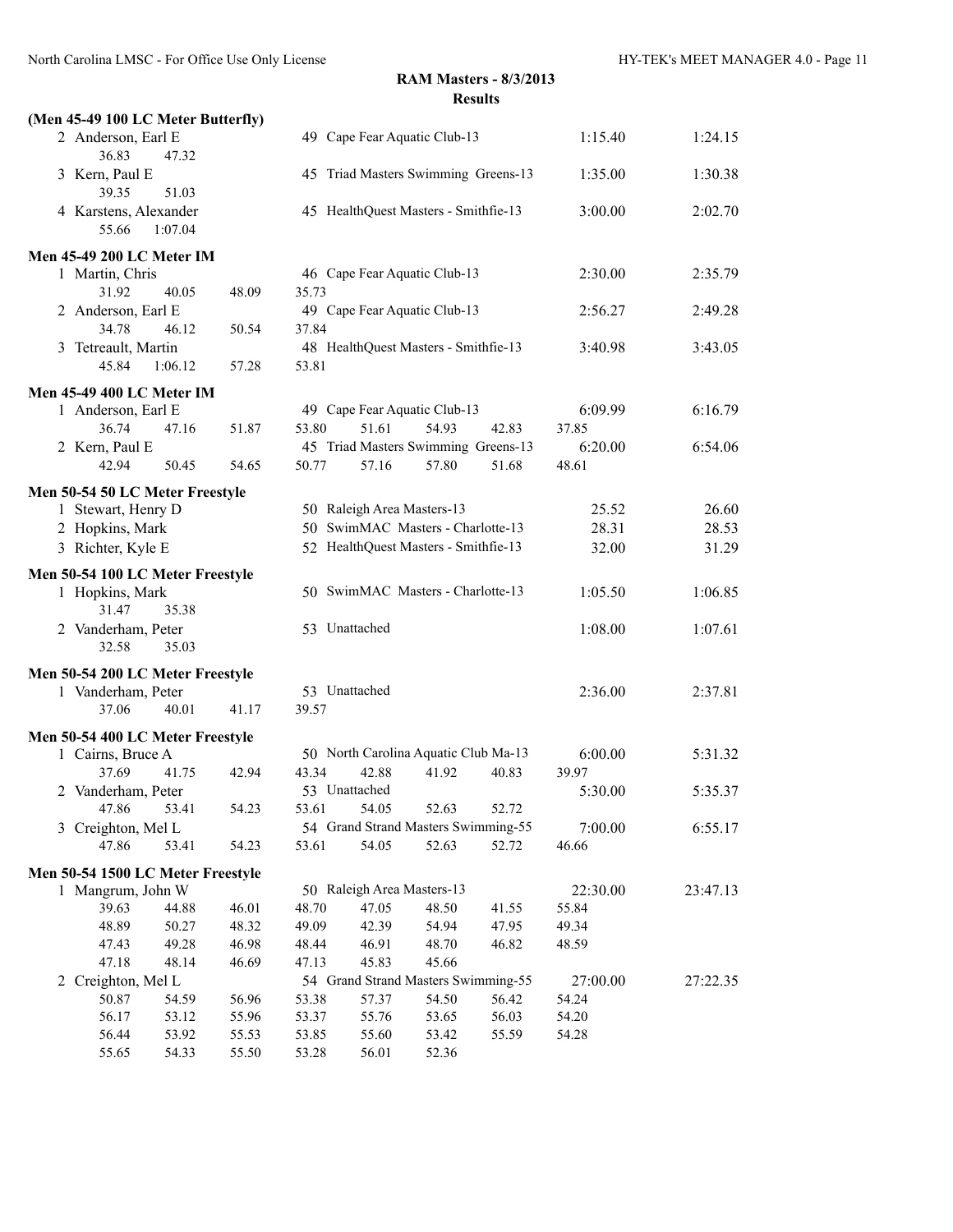**RAM Masters - 8/3/2013**
**Results**

**(Men 45-49 100 LC Meter Butterfly)**

| | Name | Age | Team | Seed Time | Finals Time |
|---|---|---|---|---|---|
| 2 | Anderson, Earl E | 49 | Cape Fear Aquatic Club-13 | 1:15.40 | 1:24.15 |
| | 36.83 47.32 | | | | |
| 3 | Kern, Paul E | 45 | Triad Masters Swimming Greens-13 | 1:35.00 | 1:30.38 |
| | 39.35 51.03 | | | | |
| 4 | Karstens, Alexander | 45 | HealthQuest Masters - Smithfie-13 | 3:00.00 | 2:02.70 |
| | 55.66 1:07.04 | | | | |

**Men 45-49 200 LC Meter IM**

| | Name | Age | Team | Seed Time | Finals Time |
|---|---|---|---|---|---|
| 1 | Martin, Chris | 46 | Cape Fear Aquatic Club-13 | 2:30.00 | 2:35.79 |
| | 31.92 40.05 48.09 35.73 | | | | |
| 2 | Anderson, Earl E | 49 | Cape Fear Aquatic Club-13 | 2:56.27 | 2:49.28 |
| | 34.78 46.12 50.54 37.84 | | | | |
| 3 | Tetreault, Martin | 48 | HealthQuest Masters - Smithfie-13 | 3:40.98 | 3:43.05 |
| | 45.84 1:06.12 57.28 53.81 | | | | |

**Men 45-49 400 LC Meter IM**

| | Name | Age | Team | Seed Time | Finals Time |
|---|---|---|---|---|---|
| 1 | Anderson, Earl E | 49 | Cape Fear Aquatic Club-13 | 6:09.99 | 6:16.79 |
| | 36.74 47.16 51.87 53.80 51.61 54.93 42.83 37.85 | | | | |
| 2 | Kern, Paul E | 45 | Triad Masters Swimming Greens-13 | 6:20.00 | 6:54.06 |
| | 42.94 50.45 54.65 50.77 57.16 57.80 51.68 48.61 | | | | |

**Men 50-54 50 LC Meter Freestyle**

| | Name | Age | Team | Seed Time | Finals Time |
|---|---|---|---|---|---|
| 1 | Stewart, Henry D | 50 | Raleigh Area Masters-13 | 25.52 | 26.60 |
| 2 | Hopkins, Mark | 50 | SwimMAC Masters - Charlotte-13 | 28.31 | 28.53 |
| 3 | Richter, Kyle E | 52 | HealthQuest Masters - Smithfie-13 | 32.00 | 31.29 |

**Men 50-54 100 LC Meter Freestyle**

| | Name | Age | Team | Seed Time | Finals Time |
|---|---|---|---|---|---|
| 1 | Hopkins, Mark | 50 | SwimMAC Masters - Charlotte-13 | 1:05.50 | 1:06.85 |
| | 31.47 35.38 | | | | |
| 2 | Vanderham, Peter | 53 | Unattached | 1:08.00 | 1:07.61 |
| | 32.58 35.03 | | | | |

**Men 50-54 200 LC Meter Freestyle**

| | Name | Age | Team | Seed Time | Finals Time |
|---|---|---|---|---|---|
| 1 | Vanderham, Peter | 53 | Unattached | 2:36.00 | 2:37.81 |
| | 37.06 40.01 41.17 39.57 | | | | |

**Men 50-54 400 LC Meter Freestyle**

| | Name | Age | Team | Seed Time | Finals Time |
|---|---|---|---|---|---|
| 1 | Cairns, Bruce A | 50 | North Carolina Aquatic Club Ma-13 | 6:00.00 | 5:31.32 |
| | 37.69 41.75 42.94 43.34 42.88 41.92 40.83 39.97 | | | | |
| 2 | Vanderham, Peter | 53 | Unattached | 5:30.00 | 5:35.37 |
| | 47.86 53.41 54.23 53.61 54.05 52.63 52.72 | | | | |
| 3 | Creighton, Mel L | 54 | Grand Strand Masters Swimming-55 | 7:00.00 | 6:55.17 |
| | 47.86 53.41 54.23 53.61 54.05 52.63 52.72 46.66 | | | | |

**Men 50-54 1500 LC Meter Freestyle**

| | Name | Age | Team | Seed Time | Finals Time |
|---|---|---|---|---|---|
| 1 | Mangrum, John W | 50 | Raleigh Area Masters-13 | 22:30.00 | 23:47.13 |
| | 39.63 44.88 46.01 48.70 47.05 48.50 41.55 55.84 | | | | |
| | 48.89 50.27 48.32 49.09 42.39 54.94 47.95 49.34 | | | | |
| | 47.43 49.28 46.98 48.44 46.91 48.70 46.82 48.59 | | | | |
| | 47.18 48.14 46.69 47.13 45.83 45.66 | | | | |
| 2 | Creighton, Mel L | 54 | Grand Strand Masters Swimming-55 | 27:00.00 | 27:22.35 |
| | 50.87 54.59 56.96 53.38 57.37 54.50 56.42 54.24 | | | | |
| | 56.17 53.12 55.96 53.37 55.76 53.65 56.03 54.20 | | | | |
| | 56.44 53.92 55.53 53.85 55.60 53.42 55.59 54.28 | | | | |
| | 55.65 54.33 55.50 53.28 56.01 52.36 | | | | |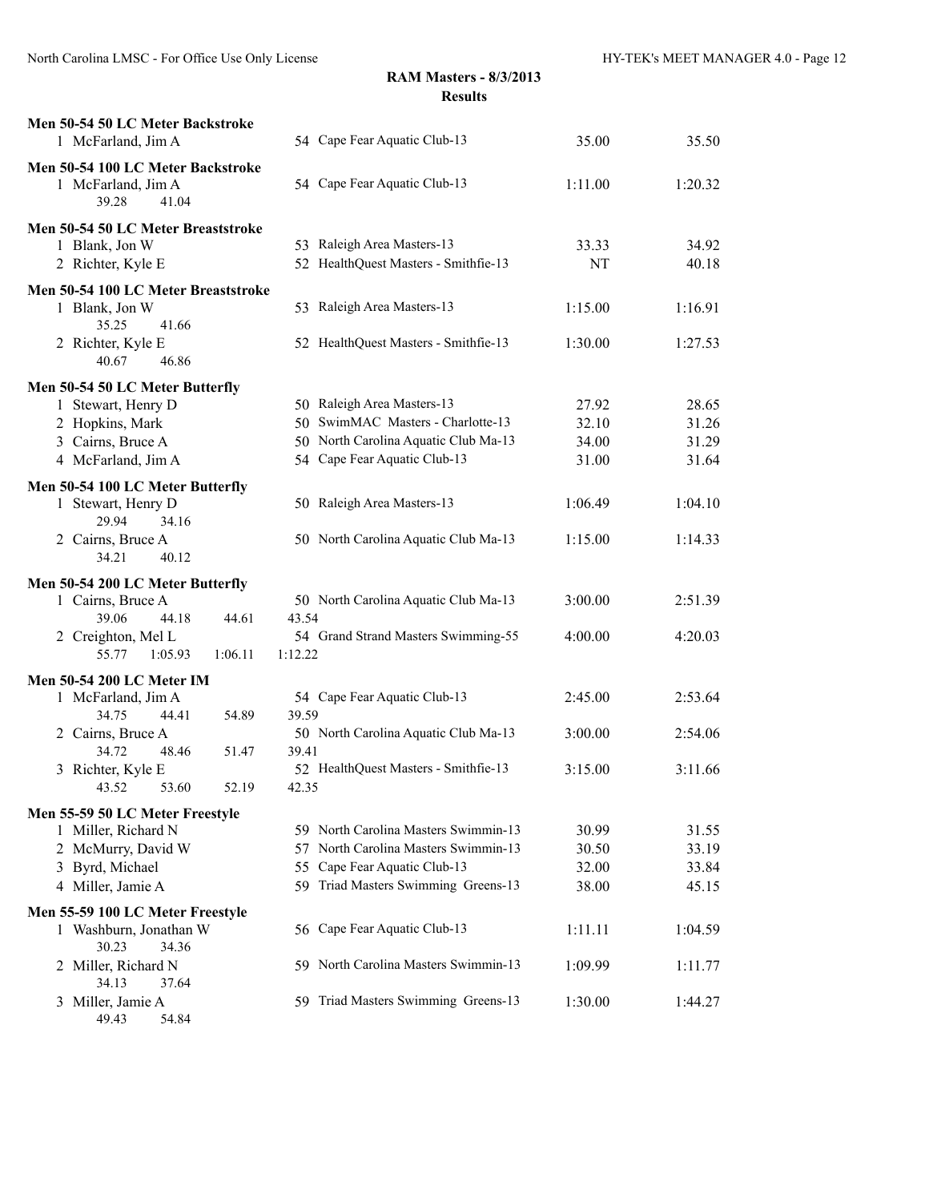**RAM Masters - 8/3/2013**
**Results**

**Men 50-54 50 LC Meter Backstroke**

| | Name | Age | Team | Seed Time | Finals Time |
|---|---|---|---|---|---|
| 1 | McFarland, Jim A | 54 | Cape Fear Aquatic Club-13 | 35.00 | 35.50 |

**Men 50-54 100 LC Meter Backstroke**

| | Name | Age | Team | Seed Time | Finals Time |
|---|---|---|---|---|---|
| 1 | McFarland, Jim A | 54 | Cape Fear Aquatic Club-13 | 1:11.00 | 1:20.32 |
| | 39.28 41.04 | | | | |

**Men 50-54 50 LC Meter Breaststroke**

| | Name | Age | Team | Seed Time | Finals Time |
|---|---|---|---|---|---|
| 1 | Blank, Jon W | 53 | Raleigh Area Masters-13 | 33.33 | 34.92 |
| 2 | Richter, Kyle E | 52 | HealthQuest Masters - Smithfie-13 | NT | 40.18 |

**Men 50-54 100 LC Meter Breaststroke**

| | Name | Age | Team | Seed Time | Finals Time |
|---|---|---|---|---|---|
| 1 | Blank, Jon W | 53 | Raleigh Area Masters-13 | 1:15.00 | 1:16.91 |
| | 35.25 41.66 | | | | |
| 2 | Richter, Kyle E | 52 | HealthQuest Masters - Smithfie-13 | 1:30.00 | 1:27.53 |
| | 40.67 46.86 | | | | |

**Men 50-54 50 LC Meter Butterfly**

| | Name | Age | Team | Seed Time | Finals Time |
|---|---|---|---|---|---|
| 1 | Stewart, Henry D | 50 | Raleigh Area Masters-13 | 27.92 | 28.65 |
| 2 | Hopkins, Mark | 50 | SwimMAC Masters - Charlotte-13 | 32.10 | 31.26 |
| 3 | Cairns, Bruce A | 50 | North Carolina Aquatic Club Ma-13 | 34.00 | 31.29 |
| 4 | McFarland, Jim A | 54 | Cape Fear Aquatic Club-13 | 31.00 | 31.64 |

**Men 50-54 100 LC Meter Butterfly**

| | Name | Age | Team | Seed Time | Finals Time |
|---|---|---|---|---|---|
| 1 | Stewart, Henry D | 50 | Raleigh Area Masters-13 | 1:06.49 | 1:04.10 |
| | 29.94 34.16 | | | | |
| 2 | Cairns, Bruce A | 50 | North Carolina Aquatic Club Ma-13 | 1:15.00 | 1:14.33 |
| | 34.21 40.12 | | | | |

**Men 50-54 200 LC Meter Butterfly**

| | Name | Age | Team | Seed Time | Finals Time |
|---|---|---|---|---|---|
| 1 | Cairns, Bruce A | 50 | North Carolina Aquatic Club Ma-13 | 3:00.00 | 2:51.39 |
| | 39.06 44.18 44.61 43.54 | | | | |
| 2 | Creighton, Mel L | 54 | Grand Strand Masters Swimming-55 | 4:00.00 | 4:20.03 |
| | 55.77 1:05.93 1:06.11 1:12.22 | | | | |

**Men 50-54 200 LC Meter IM**

| | Name | Age | Team | Seed Time | Finals Time |
|---|---|---|---|---|---|
| 1 | McFarland, Jim A | 54 | Cape Fear Aquatic Club-13 | 2:45.00 | 2:53.64 |
| | 34.75 44.41 54.89 39.59 | | | | |
| 2 | Cairns, Bruce A | 50 | North Carolina Aquatic Club Ma-13 | 3:00.00 | 2:54.06 |
| | 34.72 48.46 51.47 39.41 | | | | |
| 3 | Richter, Kyle E | 52 | HealthQuest Masters - Smithfie-13 | 3:15.00 | 3:11.66 |
| | 43.52 53.60 52.19 42.35 | | | | |

**Men 55-59 50 LC Meter Freestyle**

| | Name | Age | Team | Seed Time | Finals Time |
|---|---|---|---|---|---|
| 1 | Miller, Richard N | 59 | North Carolina Masters Swimmin-13 | 30.99 | 31.55 |
| 2 | McMurry, David W | 57 | North Carolina Masters Swimmin-13 | 30.50 | 33.19 |
| 3 | Byrd, Michael | 55 | Cape Fear Aquatic Club-13 | 32.00 | 33.84 |
| 4 | Miller, Jamie A | 59 | Triad Masters Swimming Greens-13 | 38.00 | 45.15 |

**Men 55-59 100 LC Meter Freestyle**

| | Name | Age | Team | Seed Time | Finals Time |
|---|---|---|---|---|---|
| 1 | Washburn, Jonathan W | 56 | Cape Fear Aquatic Club-13 | 1:11.11 | 1:04.59 |
| | 30.23 34.36 | | | | |
| 2 | Miller, Richard N | 59 | North Carolina Masters Swimmin-13 | 1:09.99 | 1:11.77 |
| | 34.13 37.64 | | | | |
| 3 | Miller, Jamie A | 59 | Triad Masters Swimming Greens-13 | 1:30.00 | 1:44.27 |
| | 49.43 54.84 | | | | |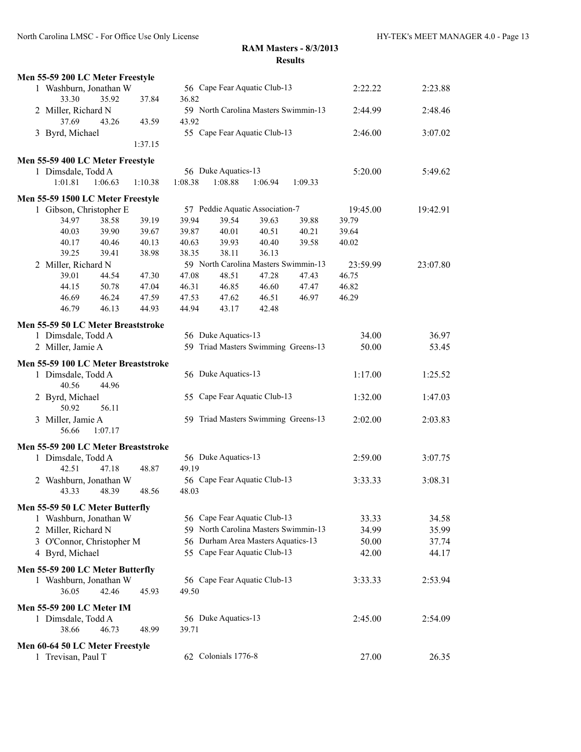## RAM Masters - 8/3/2013

### Results

**Men 55-59 200 LC Meter Freestyle**

| Place | Name | Age | Team | Seed Time | Finals Time |
|---|---|---|---|---|---|
| 1 | Washburn, Jonathan W | 56 | Cape Fear Aquatic Club-13 | 2:22.22 | 2:23.88 |
| | 33.30 35.92 37.84 36.82 | | | | |
| 2 | Miller, Richard N | 59 | North Carolina Masters Swimmin-13 | 2:44.99 | 2:48.46 |
| | 37.69 43.26 43.59 43.92 | | | | |
| 3 | Byrd, Michael | 55 | Cape Fear Aquatic Club-13 | 2:46.00 | 3:07.02 |
| | 1:37.15 | | | | |

**Men 55-59 400 LC Meter Freestyle**

| Place | Name | Age | Team | Seed Time | Finals Time |
|---|---|---|---|---|---|
| 1 | Dimsdale, Todd A | 56 | Duke Aquatics-13 | 5:20.00 | 5:49.62 |
| | 1:01.81 1:06.63 1:10.38 1:08.38 1:08.88 1:06.94 1:09.33 | | | | |

**Men 55-59 1500 LC Meter Freestyle**

| Place | Name | Age | Team | Seed Time | Finals Time |
|---|---|---|---|---|---|
| 1 | Gibson, Christopher E | 57 | Peddie Aquatic Association-7 | 19:45.00 | 19:42.91 |
| | 34.97 38.58 39.19 39.94 39.54 39.63 39.88 39.79 | | | | |
| | 40.03 39.90 39.67 39.87 40.01 40.51 40.21 39.64 | | | | |
| | 40.17 40.46 40.13 40.63 39.93 40.40 39.58 40.02 | | | | |
| | 39.25 39.41 38.98 38.35 38.11 36.13 | | | | |
| 2 | Miller, Richard N | 59 | North Carolina Masters Swimmin-13 | 23:59.99 | 23:07.80 |
| | 39.01 44.54 47.30 47.08 48.51 47.28 47.43 46.75 | | | | |
| | 44.15 50.78 47.04 46.31 46.85 46.60 47.47 46.82 | | | | |
| | 46.69 46.24 47.59 47.53 47.62 46.51 46.97 46.29 | | | | |
| | 46.79 46.13 44.93 44.94 43.17 42.48 | | | | |

**Men 55-59 50 LC Meter Breaststroke**

| Place | Name | Age | Team | Seed Time | Finals Time |
|---|---|---|---|---|---|
| 1 | Dimsdale, Todd A | 56 | Duke Aquatics-13 | 34.00 | 36.97 |
| 2 | Miller, Jamie A | 59 | Triad Masters Swimming Greens-13 | 50.00 | 53.45 |

**Men 55-59 100 LC Meter Breaststroke**

| Place | Name | Age | Team | Seed Time | Finals Time |
|---|---|---|---|---|---|
| 1 | Dimsdale, Todd A | 56 | Duke Aquatics-13 | 1:17.00 | 1:25.52 |
| | 40.56 44.96 | | | | |
| 2 | Byrd, Michael | 55 | Cape Fear Aquatic Club-13 | 1:32.00 | 1:47.03 |
| | 50.92 56.11 | | | | |
| 3 | Miller, Jamie A | 59 | Triad Masters Swimming Greens-13 | 2:02.00 | 2:03.83 |
| | 56.66 1:07.17 | | | | |

**Men 55-59 200 LC Meter Breaststroke**

| Place | Name | Age | Team | Seed Time | Finals Time |
|---|---|---|---|---|---|
| 1 | Dimsdale, Todd A | 56 | Duke Aquatics-13 | 2:59.00 | 3:07.75 |
| | 42.51 47.18 48.87 49.19 | | | | |
| 2 | Washburn, Jonathan W | 56 | Cape Fear Aquatic Club-13 | 3:33.33 | 3:08.31 |
| | 43.33 48.39 48.56 48.03 | | | | |

**Men 55-59 50 LC Meter Butterfly**

| Place | Name | Age | Team | Seed Time | Finals Time |
|---|---|---|---|---|---|
| 1 | Washburn, Jonathan W | 56 | Cape Fear Aquatic Club-13 | 33.33 | 34.58 |
| 2 | Miller, Richard N | 59 | North Carolina Masters Swimmin-13 | 34.99 | 35.99 |
| 3 | O'Connor, Christopher M | 56 | Durham Area Masters Aquatics-13 | 50.00 | 37.74 |
| 4 | Byrd, Michael | 55 | Cape Fear Aquatic Club-13 | 42.00 | 44.17 |

**Men 55-59 200 LC Meter Butterfly**

| Place | Name | Age | Team | Seed Time | Finals Time |
|---|---|---|---|---|---|
| 1 | Washburn, Jonathan W | 56 | Cape Fear Aquatic Club-13 | 3:33.33 | 2:53.94 |
| | 36.05 42.46 45.93 49.50 | | | | |

**Men 55-59 200 LC Meter IM**

| Place | Name | Age | Team | Seed Time | Finals Time |
|---|---|---|---|---|---|
| 1 | Dimsdale, Todd A | 56 | Duke Aquatics-13 | 2:45.00 | 2:54.09 |
| | 38.66 46.73 48.99 39.71 | | | | |

**Men 60-64 50 LC Meter Freestyle**

| Place | Name | Age | Team | Seed Time | Finals Time |
|---|---|---|---|---|---|
| 1 | Trevisan, Paul T | 62 | Colonials 1776-8 | 27.00 | 26.35 |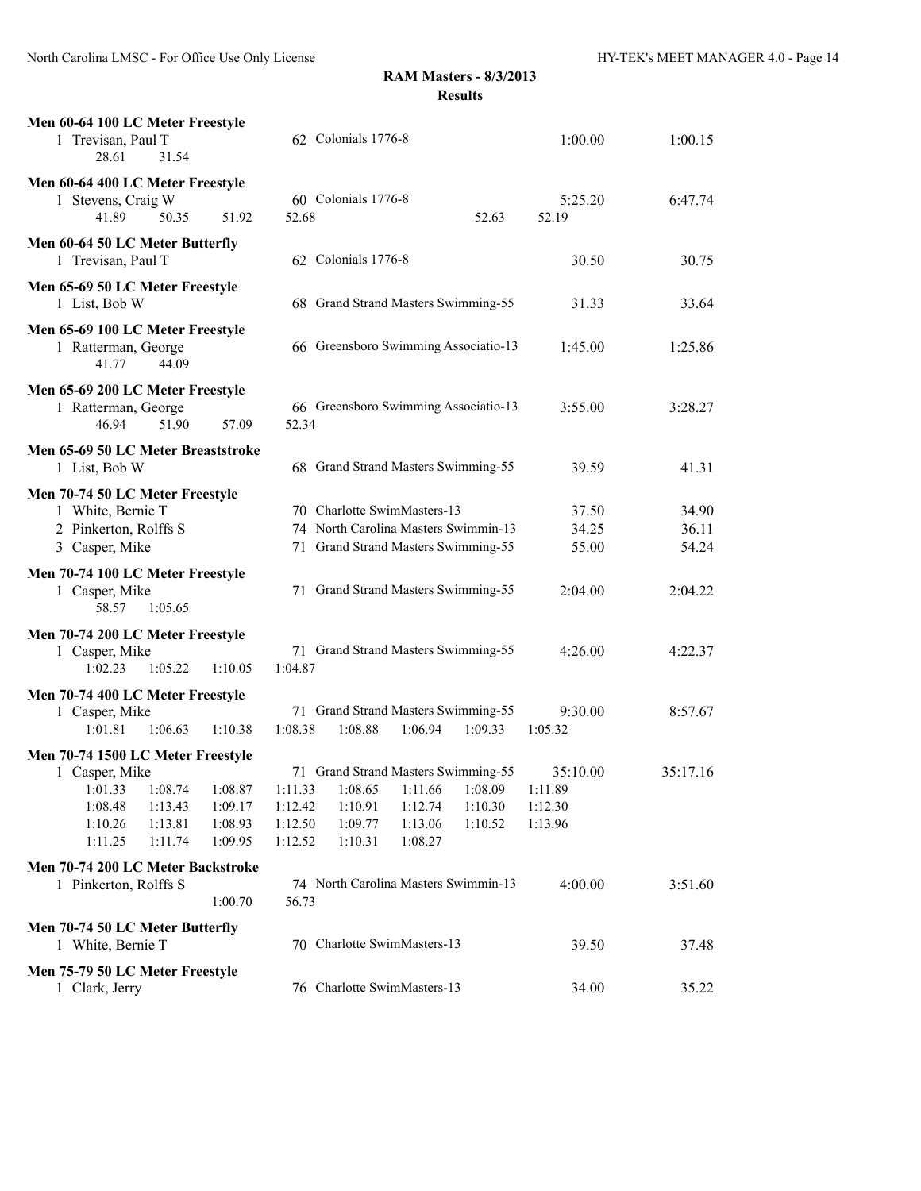**RAM Masters - 8/3/2013**
**Results**

**Men 60-64 100 LC Meter Freestyle**

| | Name | Age | Team | Seed Time | Finals Time |
|---|---|---|---|---|---|
| 1 | Trevisan, Paul T | 62 | Colonials 1776-8 | 1:00.00 | 1:00.15 |

28.61 31.54

**Men 60-64 400 LC Meter Freestyle**

| | Name | Age | Team | Seed Time | Finals Time |
|---|---|---|---|---|---|
| 1 | Stevens, Craig W | 60 | Colonials 1776-8 | 5:25.20 | 6:47.74 |

41.89 50.35 51.92 52.68 52.63 52.19

**Men 60-64 50 LC Meter Butterfly**

| | Name | Age | Team | Seed Time | Finals Time |
|---|---|---|---|---|---|
| 1 | Trevisan, Paul T | 62 | Colonials 1776-8 | 30.50 | 30.75 |

**Men 65-69 50 LC Meter Freestyle**

| | Name | Age | Team | Seed Time | Finals Time |
|---|---|---|---|---|---|
| 1 | List, Bob W | 68 | Grand Strand Masters Swimming-55 | 31.33 | 33.64 |

**Men 65-69 100 LC Meter Freestyle**

| | Name | Age | Team | Seed Time | Finals Time |
|---|---|---|---|---|---|
| 1 | Ratterman, George | 66 | Greensboro Swimming Associatio-13 | 1:45.00 | 1:25.86 |

41.77 44.09

**Men 65-69 200 LC Meter Freestyle**

| | Name | Age | Team | Seed Time | Finals Time |
|---|---|---|---|---|---|
| 1 | Ratterman, George | 66 | Greensboro Swimming Associatio-13 | 3:55.00 | 3:28.27 |

46.94 51.90 57.09 52.34

**Men 65-69 50 LC Meter Breaststroke**

| | Name | Age | Team | Seed Time | Finals Time |
|---|---|---|---|---|---|
| 1 | List, Bob W | 68 | Grand Strand Masters Swimming-55 | 39.59 | 41.31 |

**Men 70-74 50 LC Meter Freestyle**

| | Name | Age | Team | Seed Time | Finals Time |
|---|---|---|---|---|---|
| 1 | White, Bernie T | 70 | Charlotte SwimMasters-13 | 37.50 | 34.90 |
| 2 | Pinkerton, Rolffs S | 74 | North Carolina Masters Swimmin-13 | 34.25 | 36.11 |
| 3 | Casper, Mike | 71 | Grand Strand Masters Swimming-55 | 55.00 | 54.24 |

**Men 70-74 100 LC Meter Freestyle**

| | Name | Age | Team | Seed Time | Finals Time |
|---|---|---|---|---|---|
| 1 | Casper, Mike | 71 | Grand Strand Masters Swimming-55 | 2:04.00 | 2:04.22 |

58.57 1:05.65

**Men 70-74 200 LC Meter Freestyle**

| | Name | Age | Team | Seed Time | Finals Time |
|---|---|---|---|---|---|
| 1 | Casper, Mike | 71 | Grand Strand Masters Swimming-55 | 4:26.00 | 4:22.37 |

1:02.23 1:05.22 1:10.05 1:04.87

**Men 70-74 400 LC Meter Freestyle**

| | Name | Age | Team | Seed Time | Finals Time |
|---|---|---|---|---|---|
| 1 | Casper, Mike | 71 | Grand Strand Masters Swimming-55 | 9:30.00 | 8:57.67 |

1:01.81 1:06.63 1:10.38 1:08.38 1:08.88 1:06.94 1:09.33 1:05.32

**Men 70-74 1500 LC Meter Freestyle**

| | Name | Age | Team | Seed Time | Finals Time |
|---|---|---|---|---|---|
| 1 | Casper, Mike | 71 | Grand Strand Masters Swimming-55 | 35:10.00 | 35:17.16 |

1:01.33 1:08.74 1:08.87 1:11.33 1:08.65 1:11.66 1:08.09 1:11.89
1:08.48 1:13.43 1:09.17 1:12.42 1:10.91 1:12.74 1:10.30 1:12.30
1:10.26 1:13.81 1:08.93 1:12.50 1:09.77 1:13.06 1:10.52 1:13.96
1:11.25 1:11.74 1:09.95 1:12.52 1:10.31 1:08.27

**Men 70-74 200 LC Meter Backstroke**

| | Name | Age | Team | Seed Time | Finals Time |
|---|---|---|---|---|---|
| 1 | Pinkerton, Rolffs S | 74 | North Carolina Masters Swimmin-13 | 4:00.00 | 3:51.60 |

1:00.70 56.73

**Men 70-74 50 LC Meter Butterfly**

| | Name | Age | Team | Seed Time | Finals Time |
|---|---|---|---|---|---|
| 1 | White, Bernie T | 70 | Charlotte SwimMasters-13 | 39.50 | 37.48 |

**Men 75-79 50 LC Meter Freestyle**

| | Name | Age | Team | Seed Time | Finals Time |
|---|---|---|---|---|---|
| 1 | Clark, Jerry | 76 | Charlotte SwimMasters-13 | 34.00 | 35.22 |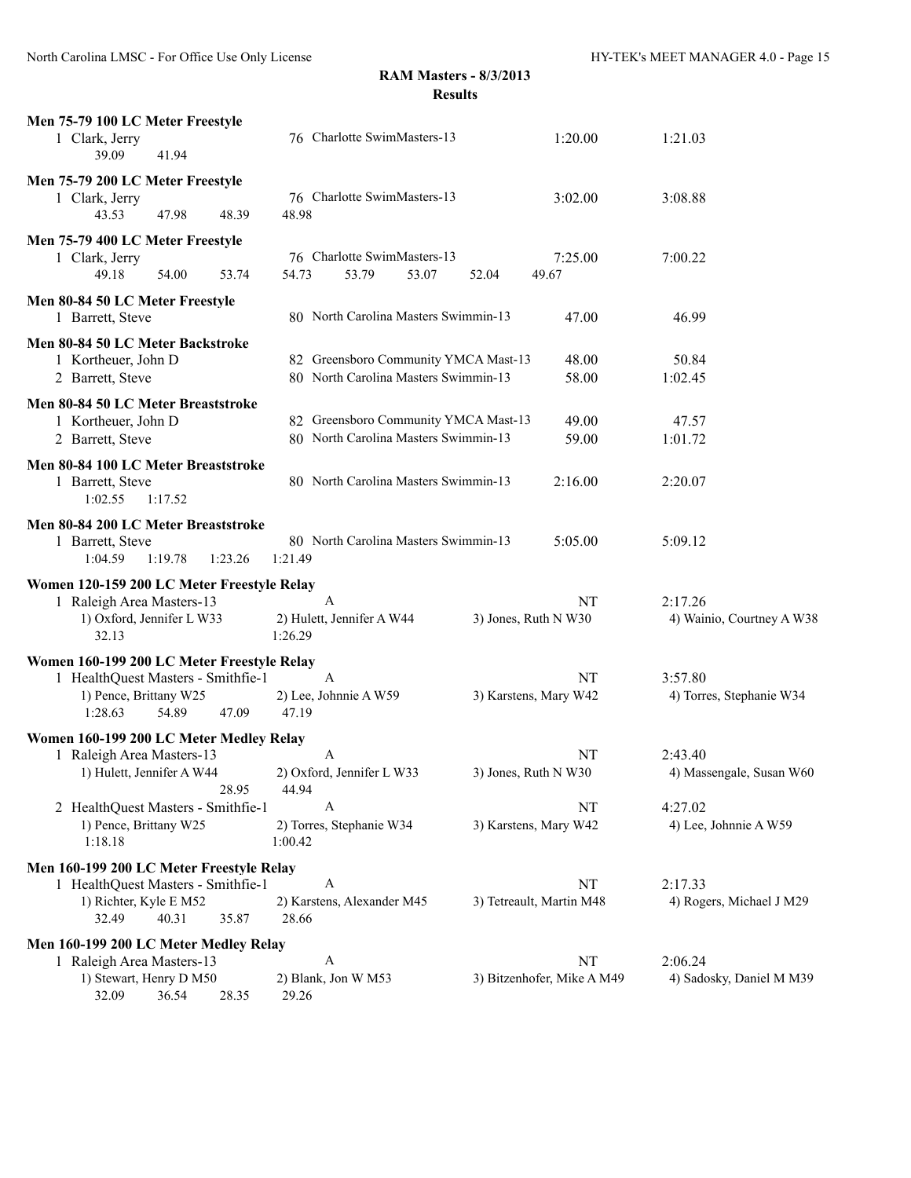**RAM Masters - 8/3/2013**
**Results**

**Men 75-79 100 LC Meter Freestyle**

1 Clark, Jerry — 76 Charlotte SwimMasters-13 — 1:20.00 — 1:21.03
  39.09 41.94

**Men 75-79 200 LC Meter Freestyle**

1 Clark, Jerry — 76 Charlotte SwimMasters-13 — 3:02.00 — 3:08.88
  43.53 47.98 48.39 48.98

**Men 75-79 400 LC Meter Freestyle**

1 Clark, Jerry — 76 Charlotte SwimMasters-13 — 7:25.00 — 7:00.22
  49.18 54.00 53.74 54.73 53.79 53.07 52.04 49.67

**Men 80-84 50 LC Meter Freestyle**

1 Barrett, Steve — 80 North Carolina Masters Swimmin-13 — 47.00 — 46.99

**Men 80-84 50 LC Meter Backstroke**

1 Kortheuer, John D — 82 Greensboro Community YMCA Mast-13 — 48.00 — 50.84
2 Barrett, Steve — 80 North Carolina Masters Swimmin-13 — 58.00 — 1:02.45

**Men 80-84 50 LC Meter Breaststroke**

1 Kortheuer, John D — 82 Greensboro Community YMCA Mast-13 — 49.00 — 47.57
2 Barrett, Steve — 80 North Carolina Masters Swimmin-13 — 59.00 — 1:01.72

**Men 80-84 100 LC Meter Breaststroke**

1 Barrett, Steve — 80 North Carolina Masters Swimmin-13 — 2:16.00 — 2:20.07
  1:02.55 1:17.52

**Men 80-84 200 LC Meter Breaststroke**

1 Barrett, Steve — 80 North Carolina Masters Swimmin-13 — 5:05.00 — 5:09.12
  1:04.59 1:19.78 1:23.26 1:21.49

**Women 120-159 200 LC Meter Freestyle Relay**

1 Raleigh Area Masters-13 — A — NT — 2:17.26
  1) Oxford, Jennifer L W33  2) Hulett, Jennifer A W44  3) Jones, Ruth N W30  4) Wainio, Courtney A W38
  32.13 1:26.29

**Women 160-199 200 LC Meter Freestyle Relay**

1 HealthQuest Masters - Smithfie-1 — A — NT — 3:57.80
  1) Pence, Brittany W25  2) Lee, Johnnie A W59  3) Karstens, Mary W42  4) Torres, Stephanie W34
  1:28.63 54.89 47.09 47.19

**Women 160-199 200 LC Meter Medley Relay**

1 Raleigh Area Masters-13 — A — NT — 2:43.40
  1) Hulett, Jennifer A W44  2) Oxford, Jennifer L W33  3) Jones, Ruth N W30  4) Massengale, Susan W60
  28.95 44.94
2 HealthQuest Masters - Smithfie-1 — A — NT — 4:27.02
  1) Pence, Brittany W25  2) Torres, Stephanie W34  3) Karstens, Mary W42  4) Lee, Johnnie A W59
  1:18.18 1:00.42

**Men 160-199 200 LC Meter Freestyle Relay**

1 HealthQuest Masters - Smithfie-1 — A — NT — 2:17.33
  1) Richter, Kyle E M52  2) Karstens, Alexander M45  3) Tetreault, Martin M48  4) Rogers, Michael J M29
  32.49 40.31 35.87 28.66

**Men 160-199 200 LC Meter Medley Relay**

1 Raleigh Area Masters-13 — A — NT — 2:06.24
  1) Stewart, Henry D M50  2) Blank, Jon W M53  3) Bitzenhofer, Mike A M49  4) Sadosky, Daniel M M39
  32.09 36.54 28.35 29.26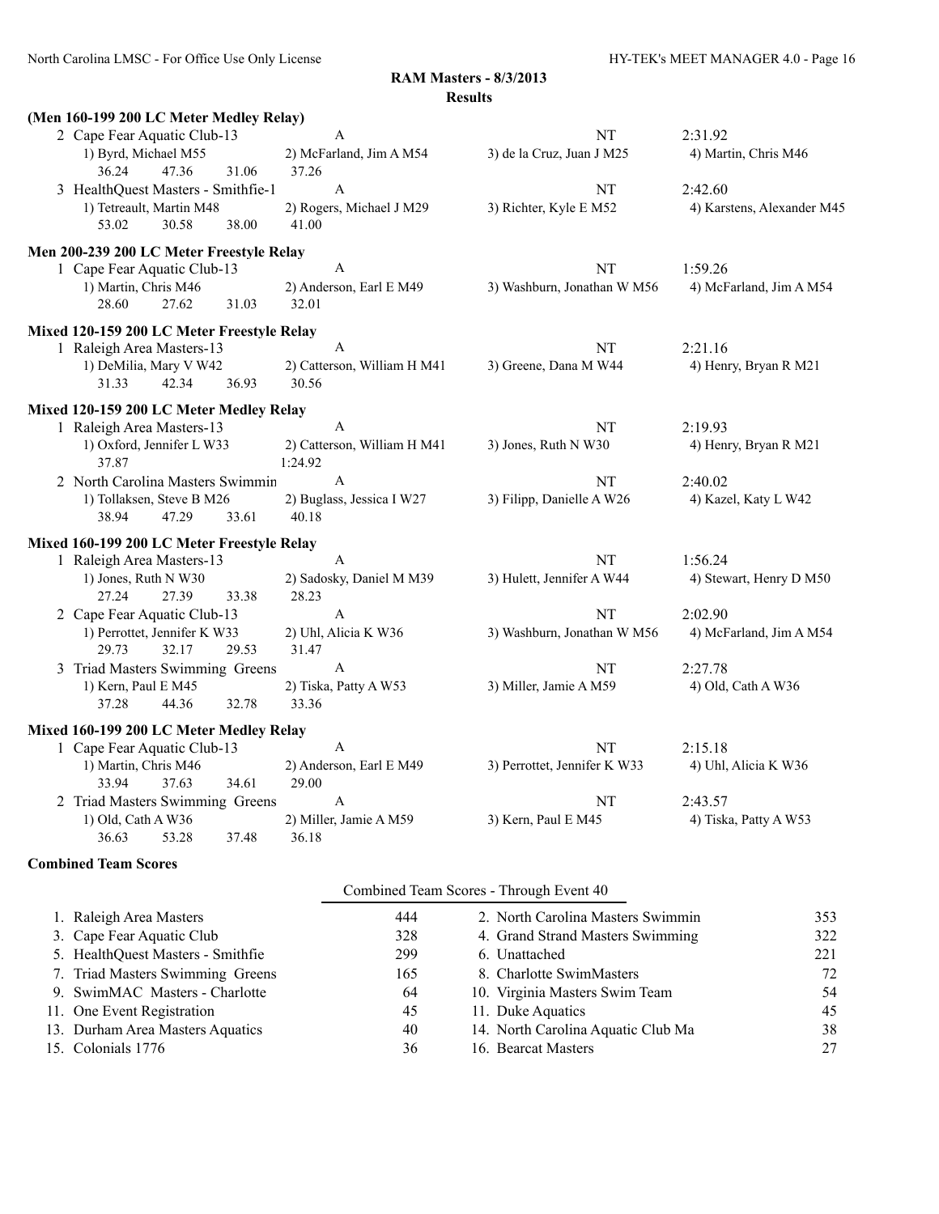## RAM Masters - 8/3/2013

### Results

**(Men 160-199 200 LC Meter Medley Relay)**

2 Cape Fear Aquatic Club-13 — A — NT — 2:31.92
1) Byrd, Michael M55 2) McFarland, Jim A M54 3) de la Cruz, Juan J M25 4) Martin, Chris M46
36.24 47.36 31.06 37.26

3 HealthQuest Masters - Smithfie-1 — A — NT — 2:42.60
1) Tetreault, Martin M48 2) Rogers, Michael J M29 3) Richter, Kyle E M52 4) Karstens, Alexander M45
53.02 30.58 38.00 41.00

**Men 200-239 200 LC Meter Freestyle Relay**

1 Cape Fear Aquatic Club-13 — A — NT — 1:59.26
1) Martin, Chris M46 2) Anderson, Earl E M49 3) Washburn, Jonathan W M56 4) McFarland, Jim A M54
28.60 27.62 31.03 32.01

**Mixed 120-159 200 LC Meter Freestyle Relay**

1 Raleigh Area Masters-13 — A — NT — 2:21.16
1) DeMilia, Mary V W42 2) Catterson, William H M41 3) Greene, Dana M W44 4) Henry, Bryan R M21
31.33 42.34 36.93 30.56

**Mixed 120-159 200 LC Meter Medley Relay**

1 Raleigh Area Masters-13 — A — NT — 2:19.93
1) Oxford, Jennifer L W33 2) Catterson, William H M41 3) Jones, Ruth N W30 4) Henry, Bryan R M21
37.87 1:24.92

2 North Carolina Masters Swimmin — A — NT — 2:40.02
1) Tollaksen, Steve B M26 2) Buglass, Jessica I W27 3) Filipp, Danielle A W26 4) Kazel, Katy L W42
38.94 47.29 33.61 40.18

**Mixed 160-199 200 LC Meter Freestyle Relay**

1 Raleigh Area Masters-13 — A — NT — 1:56.24
1) Jones, Ruth N W30 2) Sadosky, Daniel M M39 3) Hulett, Jennifer A W44 4) Stewart, Henry D M50
27.24 27.39 33.38 28.23

2 Cape Fear Aquatic Club-13 — A — NT — 2:02.90
1) Perrottet, Jennifer K W33 2) Uhl, Alicia K W36 3) Washburn, Jonathan W M56 4) McFarland, Jim A M54
29.73 32.17 29.53 31.47

3 Triad Masters Swimming Greens — A — NT — 2:27.78
1) Kern, Paul E M45 2) Tiska, Patty A W53 3) Miller, Jamie A M59 4) Old, Cath A W36
37.28 44.36 32.78 33.36

**Mixed 160-199 200 LC Meter Medley Relay**

1 Cape Fear Aquatic Club-13 — A — NT — 2:15.18
1) Martin, Chris M46 2) Anderson, Earl E M49 3) Perrottet, Jennifer K W33 4) Uhl, Alicia K W36
33.94 37.63 34.61 29.00

2 Triad Masters Swimming Greens — A — NT — 2:43.57
1) Old, Cath A W36 2) Miller, Jamie A M59 3) Kern, Paul E M45 4) Tiska, Patty A W53
36.63 53.28 37.48 36.18

**Combined Team Scores**

Combined Team Scores - Through Event 40

| Team | Score | Team | Score |
|---|---|---|---|
| 1. Raleigh Area Masters | 444 | 2. North Carolina Masters Swimmin | 353 |
| 3. Cape Fear Aquatic Club | 328 | 4. Grand Strand Masters Swimming | 322 |
| 5. HealthQuest Masters - Smithfie | 299 | 6. Unattached | 221 |
| 7. Triad Masters Swimming Greens | 165 | 8. Charlotte SwimMasters | 72 |
| 9. SwimMAC Masters - Charlotte | 64 | 10. Virginia Masters Swim Team | 54 |
| 11. One Event Registration | 45 | 11. Duke Aquatics | 45 |
| 13. Durham Area Masters Aquatics | 40 | 14. North Carolina Aquatic Club Ma | 38 |
| 15. Colonials 1776 | 36 | 16. Bearcat Masters | 27 |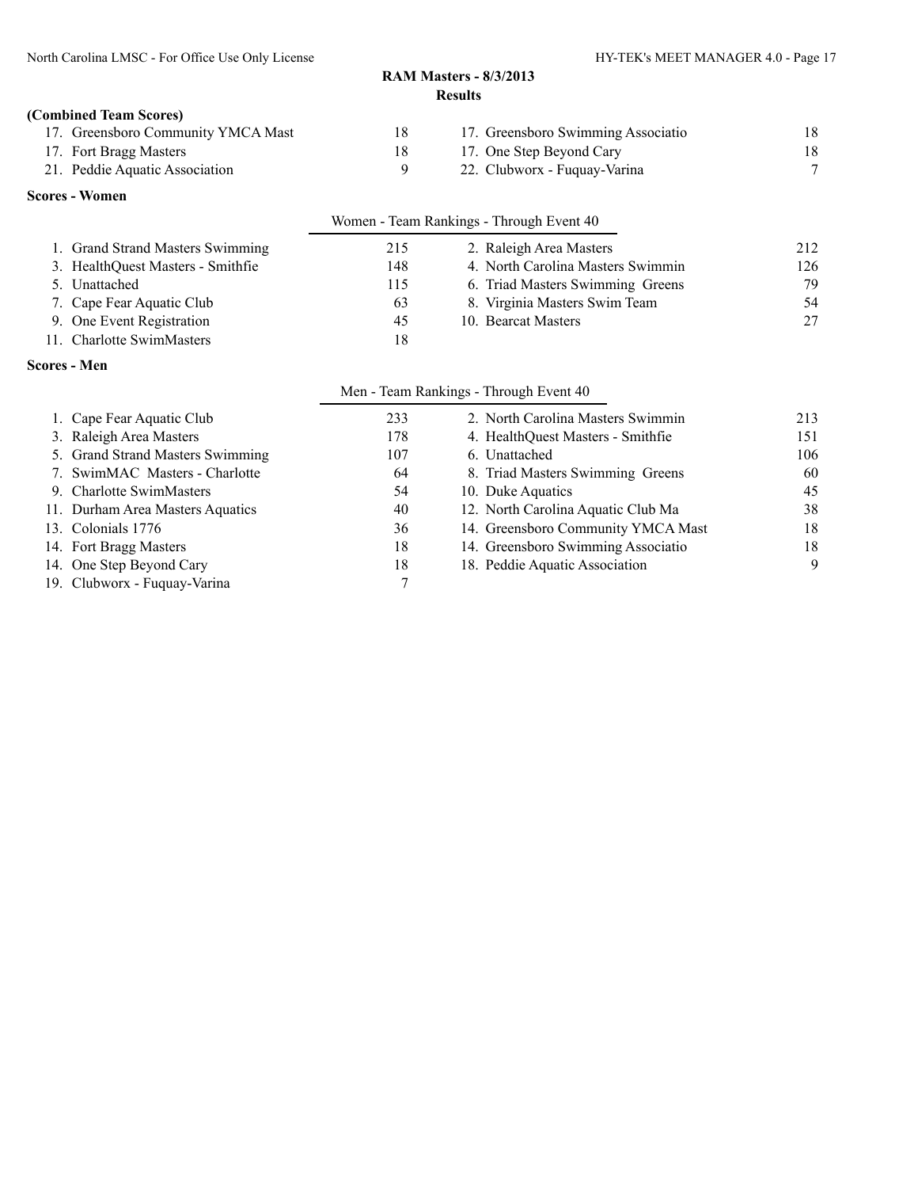**RAM Masters - 8/3/2013**
**Results**

**(Combined Team Scores)**

| | | | |
|---|---|---|---|
| 17. Greensboro Community YMCA Mast | 18 | 17. Greensboro Swimming Associatio | 18 |
| 17. Fort Bragg Masters | 18 | 17. One Step Beyond Cary | 18 |
| 21. Peddie Aquatic Association | 9 | 22. Clubworx - Fuquay-Varina | 7 |

**Scores - Women**

Women - Team Rankings - Through Event 40

| | | | |
|---|---|---|---|
| 1. Grand Strand Masters Swimming | 215 | 2. Raleigh Area Masters | 212 |
| 3. HealthQuest Masters - Smithfie | 148 | 4. North Carolina Masters Swimmin | 126 |
| 5. Unattached | 115 | 6. Triad Masters Swimming Greens | 79 |
| 7. Cape Fear Aquatic Club | 63 | 8. Virginia Masters Swim Team | 54 |
| 9. One Event Registration | 45 | 10. Bearcat Masters | 27 |
| 11. Charlotte SwimMasters | 18 | | |

**Scores - Men**

Men - Team Rankings - Through Event 40

| | | | |
|---|---|---|---|
| 1. Cape Fear Aquatic Club | 233 | 2. North Carolina Masters Swimmin | 213 |
| 3. Raleigh Area Masters | 178 | 4. HealthQuest Masters - Smithfie | 151 |
| 5. Grand Strand Masters Swimming | 107 | 6. Unattached | 106 |
| 7. SwimMAC Masters - Charlotte | 64 | 8. Triad Masters Swimming Greens | 60 |
| 9. Charlotte SwimMasters | 54 | 10. Duke Aquatics | 45 |
| 11. Durham Area Masters Aquatics | 40 | 12. North Carolina Aquatic Club Ma | 38 |
| 13. Colonials 1776 | 36 | 14. Greensboro Community YMCA Mast | 18 |
| 14. Fort Bragg Masters | 18 | 14. Greensboro Swimming Associatio | 18 |
| 14. One Step Beyond Cary | 18 | 18. Peddie Aquatic Association | 9 |
| 19. Clubworx - Fuquay-Varina | 7 | | |